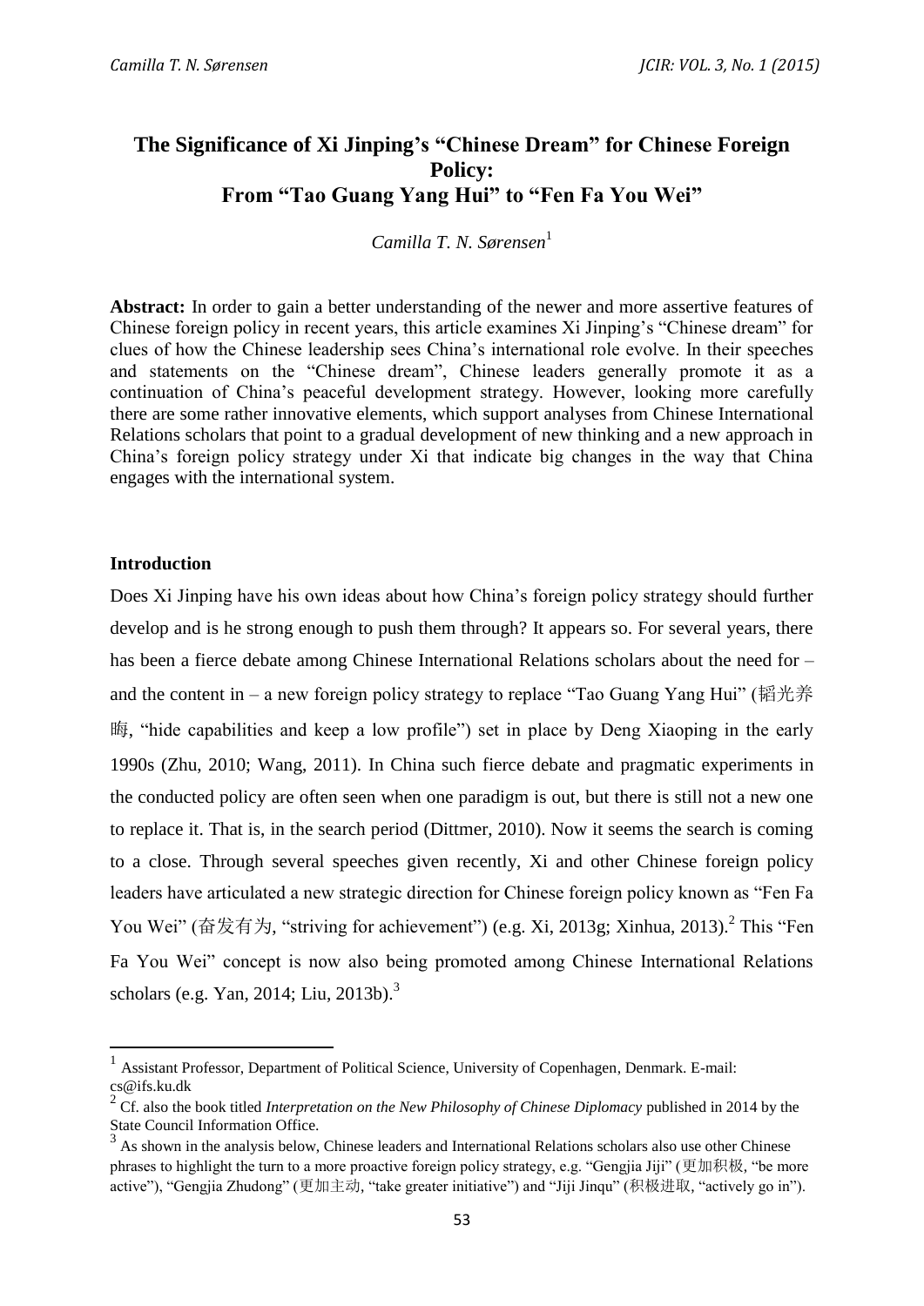# The Significance of Xi Jinping's "Chinese Dream" for Chinese Foreign Policy: From "Tao Guang Yang Hui" to "Fen Fa You Wei"

*Camilla T. N. Sørensen*[1]

**Abstract:** In order to gain a better understanding of the newer and more assertive features of Chinese foreign policy in recent years, this article examines Xi Jinping's "Chinese dream" for clues of how the Chinese leadership sees China's international role evolve. In their speeches and statements on the "Chinese dream", Chinese leaders generally promote it as a continuation of China's peaceful development strategy. However, looking more carefully there are some rather innovative elements, which support analyses from Chinese International Relations scholars that point to a gradual development of new thinking and a new approach in China's foreign policy strategy under Xi that indicate big changes in the way that China engages with the international system.

## Introduction

Does Xi Jinping have his own ideas about how China's foreign policy strategy should further develop and is he strong enough to push them through? It appears so. For several years, there has been a fierce debate among Chinese International Relations scholars about the need for – and the content in – a new foreign policy strategy to replace "Tao Guang Yang Hui" (韬光养晦, "hide capabilities and keep a low profile") set in place by Deng Xiaoping in the early 1990s (Zhu, 2010; Wang, 2011). In China such fierce debate and pragmatic experiments in the conducted policy are often seen when one paradigm is out, but there is still not a new one to replace it. That is, in the search period (Dittmer, 2010). Now it seems the search is coming to a close. Through several speeches given recently, Xi and other Chinese foreign policy leaders have articulated a new strategic direction for Chinese foreign policy known as "Fen Fa You Wei" (奋发有为, "striving for achievement") (e.g. Xi, 2013g; Xinhua, 2013).[2] This "Fen Fa You Wei" concept is now also being promoted among Chinese International Relations scholars (e.g. Yan, 2014; Liu, 2013b).[3]

---

[1] Assistant Professor, Department of Political Science, University of Copenhagen, Denmark. E-mail: cs@ifs.ku.dk

[2] Cf. also the book titled *Interpretation on the New Philosophy of Chinese Diplomacy* published in 2014 by the State Council Information Office.

[3] As shown in the analysis below, Chinese leaders and International Relations scholars also use other Chinese phrases to highlight the turn to a more proactive foreign policy strategy, e.g. "Gengjia Jiji" (更加积极, "be more active"), "Gengjia Zhudong" (更加主动, "take greater initiative") and "Jiji Jinqu" (积极进取, "actively go in").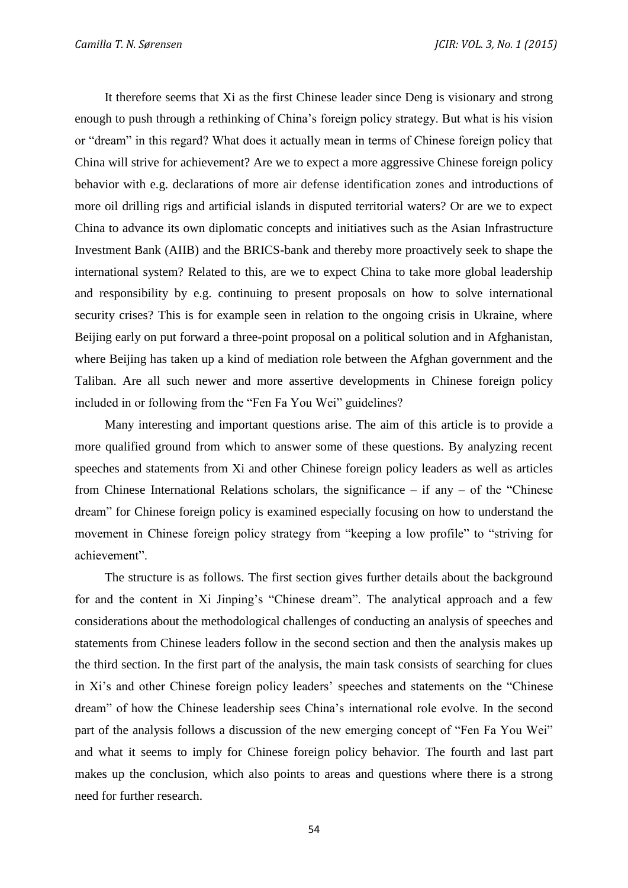It therefore seems that Xi as the first Chinese leader since Deng is visionary and strong enough to push through a rethinking of China's foreign policy strategy. But what is his vision or "dream" in this regard? What does it actually mean in terms of Chinese foreign policy that China will strive for achievement? Are we to expect a more aggressive Chinese foreign policy behavior with e.g. declarations of more air defense identification zones and introductions of more oil drilling rigs and artificial islands in disputed territorial waters? Or are we to expect China to advance its own diplomatic concepts and initiatives such as the Asian Infrastructure Investment Bank (AIIB) and the BRICS-bank and thereby more proactively seek to shape the international system? Related to this, are we to expect China to take more global leadership and responsibility by e.g. continuing to present proposals on how to solve international security crises? This is for example seen in relation to the ongoing crisis in Ukraine, where Beijing early on put forward a three-point proposal on a political solution and in Afghanistan, where Beijing has taken up a kind of mediation role between the Afghan government and the Taliban. Are all such newer and more assertive developments in Chinese foreign policy included in or following from the "Fen Fa You Wei" guidelines?

Many interesting and important questions arise. The aim of this article is to provide a more qualified ground from which to answer some of these questions. By analyzing recent speeches and statements from Xi and other Chinese foreign policy leaders as well as articles from Chinese International Relations scholars, the significance – if any – of the "Chinese dream" for Chinese foreign policy is examined especially focusing on how to understand the movement in Chinese foreign policy strategy from "keeping a low profile" to "striving for achievement".

The structure is as follows. The first section gives further details about the background for and the content in Xi Jinping's "Chinese dream". The analytical approach and a few considerations about the methodological challenges of conducting an analysis of speeches and statements from Chinese leaders follow in the second section and then the analysis makes up the third section. In the first part of the analysis, the main task consists of searching for clues in Xi's and other Chinese foreign policy leaders' speeches and statements on the "Chinese dream" of how the Chinese leadership sees China's international role evolve. In the second part of the analysis follows a discussion of the new emerging concept of "Fen Fa You Wei" and what it seems to imply for Chinese foreign policy behavior. The fourth and last part makes up the conclusion, which also points to areas and questions where there is a strong need for further research.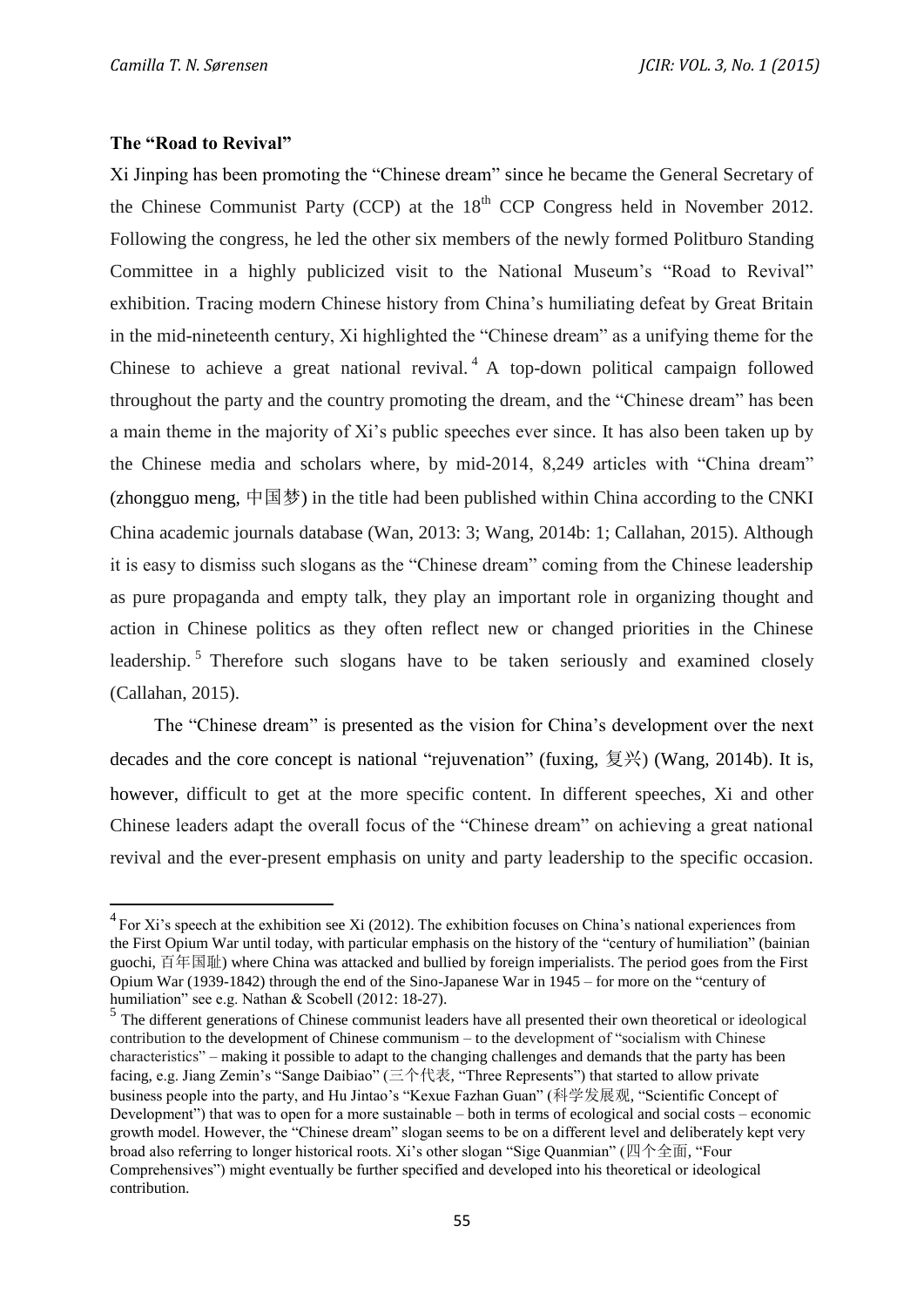### The "Road to Revival"

Xi Jinping has been promoting the "Chinese dream" since he became the General Secretary of the Chinese Communist Party (CCP) at the 18th CCP Congress held in November 2012. Following the congress, he led the other six members of the newly formed Politburo Standing Committee in a highly publicized visit to the National Museum's "Road to Revival" exhibition. Tracing modern Chinese history from China's humiliating defeat by Great Britain in the mid-nineteenth century, Xi highlighted the "Chinese dream" as a unifying theme for the Chinese to achieve a great national revival.[4] A top-down political campaign followed throughout the party and the country promoting the dream, and the "Chinese dream" has been a main theme in the majority of Xi's public speeches ever since. It has also been taken up by the Chinese media and scholars where, by mid-2014, 8,249 articles with "China dream" (zhongguo meng, 中国梦) in the title had been published within China according to the CNKI China academic journals database (Wan, 2013: 3; Wang, 2014b: 1; Callahan, 2015). Although it is easy to dismiss such slogans as the "Chinese dream" coming from the Chinese leadership as pure propaganda and empty talk, they play an important role in organizing thought and action in Chinese politics as they often reflect new or changed priorities in the Chinese leadership.[5] Therefore such slogans have to be taken seriously and examined closely (Callahan, 2015).

The "Chinese dream" is presented as the vision for China's development over the next decades and the core concept is national "rejuvenation" (fuxing, 复兴) (Wang, 2014b). It is, however, difficult to get at the more specific content. In different speeches, Xi and other Chinese leaders adapt the overall focus of the "Chinese dream" on achieving a great national revival and the ever-present emphasis on unity and party leadership to the specific occasion.

---

[4] For Xi's speech at the exhibition see Xi (2012). The exhibition focuses on China's national experiences from the First Opium War until today, with particular emphasis on the history of the "century of humiliation" (bainian guochi, 百年国耻) where China was attacked and bullied by foreign imperialists. The period goes from the First Opium War (1939-1842) through the end of the Sino-Japanese War in 1945 – for more on the "century of humiliation" see e.g. Nathan & Scobell (2012: 18-27).

[5] The different generations of Chinese communist leaders have all presented their own theoretical or ideological contribution to the development of Chinese communism – to the development of "socialism with Chinese characteristics" – making it possible to adapt to the changing challenges and demands that the party has been facing, e.g. Jiang Zemin's "Sange Daibiao" (三个代表, "Three Represents") that started to allow private business people into the party, and Hu Jintao's "Kexue Fazhan Guan" (科学发展观, "Scientific Concept of Development") that was to open for a more sustainable – both in terms of ecological and social costs – economic growth model. However, the "Chinese dream" slogan seems to be on a different level and deliberately kept very broad also referring to longer historical roots. Xi's other slogan "Sige Quanmian" (四个全面, "Four Comprehensives") might eventually be further specified and developed into his theoretical or ideological contribution.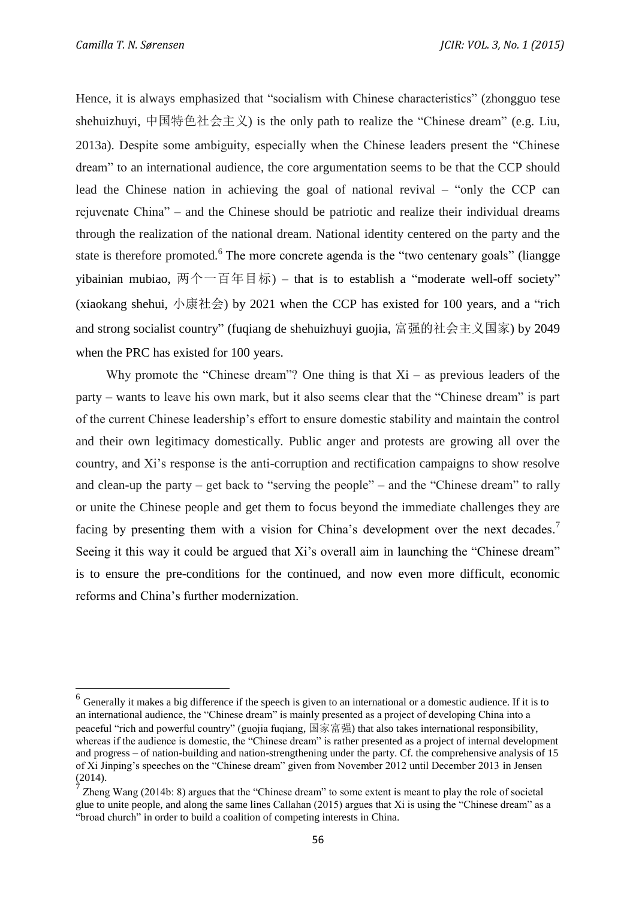Hence, it is always emphasized that "socialism with Chinese characteristics" (zhongguo tese shehuizhuyi, 中国特色社会主义) is the only path to realize the "Chinese dream" (e.g. Liu, 2013a). Despite some ambiguity, especially when the Chinese leaders present the "Chinese dream" to an international audience, the core argumentation seems to be that the CCP should lead the Chinese nation in achieving the goal of national revival – "only the CCP can rejuvenate China" – and the Chinese should be patriotic and realize their individual dreams through the realization of the national dream. National identity centered on the party and the state is therefore promoted.[6] The more concrete agenda is the "two centenary goals" (liangge yibainian mubiao, 两个一百年目标) – that is to establish a "moderate well-off society" (xiaokang shehui, 小康社会) by 2021 when the CCP has existed for 100 years, and a "rich and strong socialist country" (fuqiang de shehuizhuyi guojia, 富强的社会主义国家) by 2049 when the PRC has existed for 100 years.

Why promote the "Chinese dream"? One thing is that Xi – as previous leaders of the party – wants to leave his own mark, but it also seems clear that the "Chinese dream" is part of the current Chinese leadership's effort to ensure domestic stability and maintain the control and their own legitimacy domestically. Public anger and protests are growing all over the country, and Xi's response is the anti-corruption and rectification campaigns to show resolve and clean-up the party – get back to "serving the people" – and the "Chinese dream" to rally or unite the Chinese people and get them to focus beyond the immediate challenges they are facing by presenting them with a vision for China's development over the next decades.[7] Seeing it this way it could be argued that Xi's overall aim in launching the "Chinese dream" is to ensure the pre-conditions for the continued, and now even more difficult, economic reforms and China's further modernization.

---

[6] Generally it makes a big difference if the speech is given to an international or a domestic audience. If it is to an international audience, the "Chinese dream" is mainly presented as a project of developing China into a peaceful "rich and powerful country" (guojia fuqiang, 国家富强) that also takes international responsibility, whereas if the audience is domestic, the "Chinese dream" is rather presented as a project of internal development and progress – of nation-building and nation-strengthening under the party. Cf. the comprehensive analysis of 15 of Xi Jinping's speeches on the "Chinese dream" given from November 2012 until December 2013 in Jensen (2014).

[7] Zheng Wang (2014b: 8) argues that the "Chinese dream" to some extent is meant to play the role of societal glue to unite people, and along the same lines Callahan (2015) argues that Xi is using the "Chinese dream" as a "broad church" in order to build a coalition of competing interests in China.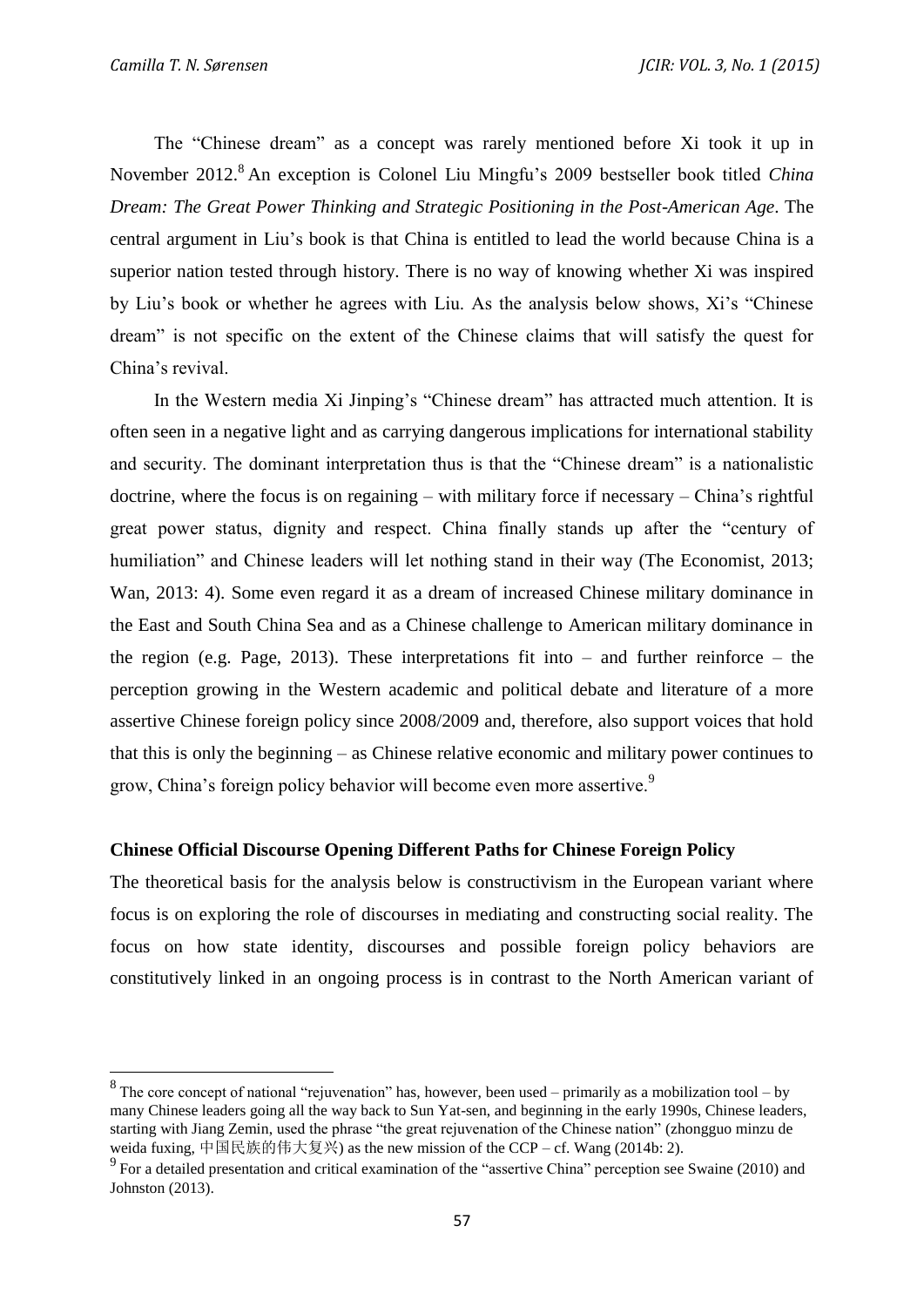The "Chinese dream" as a concept was rarely mentioned before Xi took it up in November 2012.[8] An exception is Colonel Liu Mingfu's 2009 bestseller book titled *China Dream: The Great Power Thinking and Strategic Positioning in the Post-American Age*. The central argument in Liu's book is that China is entitled to lead the world because China is a superior nation tested through history. There is no way of knowing whether Xi was inspired by Liu's book or whether he agrees with Liu. As the analysis below shows, Xi's "Chinese dream" is not specific on the extent of the Chinese claims that will satisfy the quest for China's revival.

In the Western media Xi Jinping's "Chinese dream" has attracted much attention. It is often seen in a negative light and as carrying dangerous implications for international stability and security. The dominant interpretation thus is that the "Chinese dream" is a nationalistic doctrine, where the focus is on regaining – with military force if necessary – China's rightful great power status, dignity and respect. China finally stands up after the "century of humiliation" and Chinese leaders will let nothing stand in their way (The Economist, 2013; Wan, 2013: 4). Some even regard it as a dream of increased Chinese military dominance in the East and South China Sea and as a Chinese challenge to American military dominance in the region (e.g. Page, 2013). These interpretations fit into – and further reinforce – the perception growing in the Western academic and political debate and literature of a more assertive Chinese foreign policy since 2008/2009 and, therefore, also support voices that hold that this is only the beginning – as Chinese relative economic and military power continues to grow, China's foreign policy behavior will become even more assertive.[9]

**Chinese Official Discourse Opening Different Paths for Chinese Foreign Policy**

The theoretical basis for the analysis below is constructivism in the European variant where focus is on exploring the role of discourses in mediating and constructing social reality. The focus on how state identity, discourses and possible foreign policy behaviors are constitutively linked in an ongoing process is in contrast to the North American variant of

---

[8] The core concept of national "rejuvenation" has, however, been used – primarily as a mobilization tool – by many Chinese leaders going all the way back to Sun Yat-sen, and beginning in the early 1990s, Chinese leaders, starting with Jiang Zemin, used the phrase "the great rejuvenation of the Chinese nation" (zhongguo minzu de weida fuxing, 中国民族的伟大复兴) as the new mission of the CCP – cf. Wang (2014b: 2).

[9] For a detailed presentation and critical examination of the "assertive China" perception see Swaine (2010) and Johnston (2013).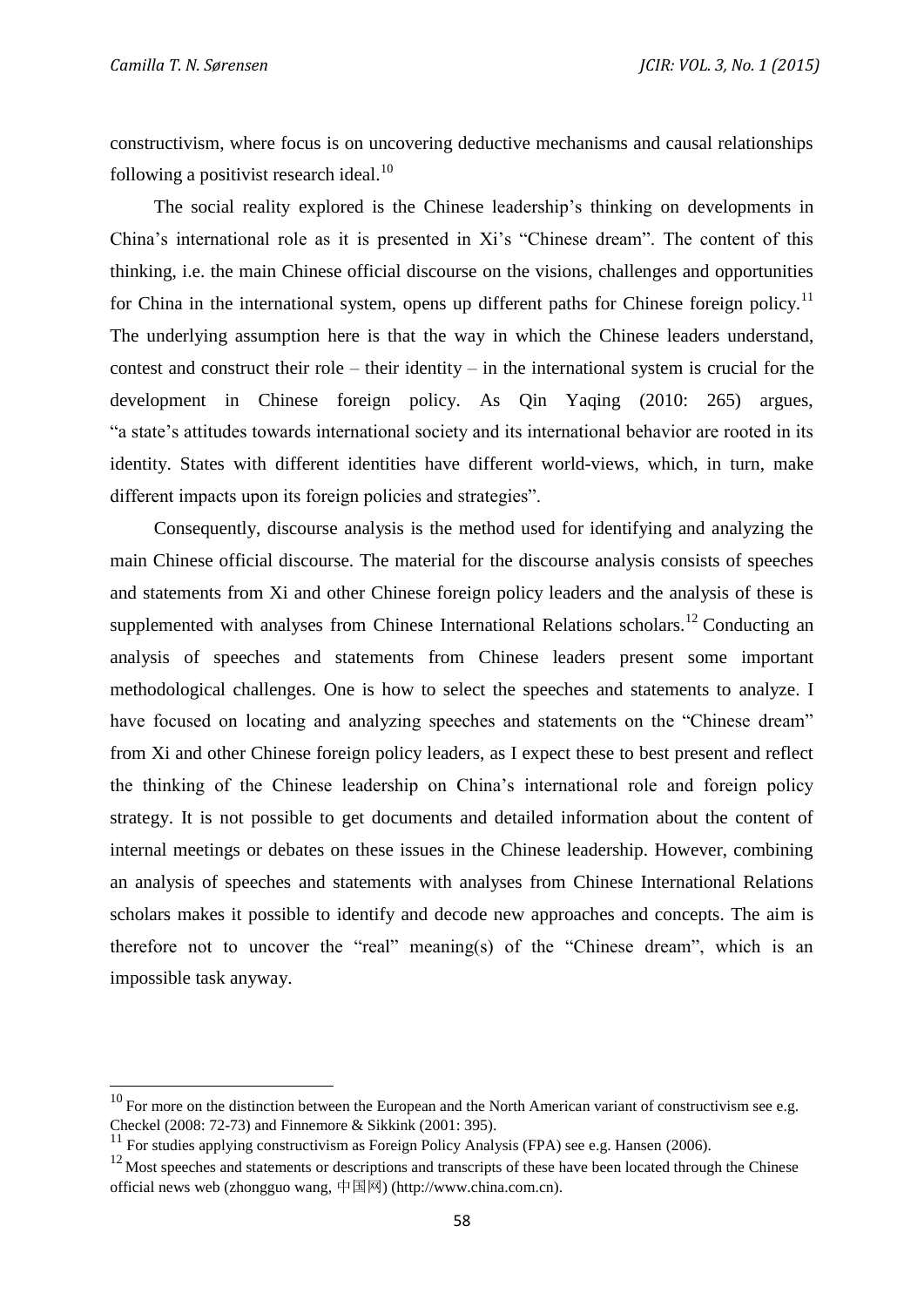constructivism, where focus is on uncovering deductive mechanisms and causal relationships following a positivist research ideal.[10]

The social reality explored is the Chinese leadership's thinking on developments in China's international role as it is presented in Xi's "Chinese dream". The content of this thinking, i.e. the main Chinese official discourse on the visions, challenges and opportunities for China in the international system, opens up different paths for Chinese foreign policy.[11] The underlying assumption here is that the way in which the Chinese leaders understand, contest and construct their role – their identity – in the international system is crucial for the development in Chinese foreign policy. As Qin Yaqing (2010: 265) argues, "a state's attitudes towards international society and its international behavior are rooted in its identity. States with different identities have different world-views, which, in turn, make different impacts upon its foreign policies and strategies".

Consequently, discourse analysis is the method used for identifying and analyzing the main Chinese official discourse. The material for the discourse analysis consists of speeches and statements from Xi and other Chinese foreign policy leaders and the analysis of these is supplemented with analyses from Chinese International Relations scholars.[12] Conducting an analysis of speeches and statements from Chinese leaders present some important methodological challenges. One is how to select the speeches and statements to analyze. I have focused on locating and analyzing speeches and statements on the "Chinese dream" from Xi and other Chinese foreign policy leaders, as I expect these to best present and reflect the thinking of the Chinese leadership on China's international role and foreign policy strategy. It is not possible to get documents and detailed information about the content of internal meetings or debates on these issues in the Chinese leadership. However, combining an analysis of speeches and statements with analyses from Chinese International Relations scholars makes it possible to identify and decode new approaches and concepts. The aim is therefore not to uncover the "real" meaning(s) of the "Chinese dream", which is an impossible task anyway.

---

[10] For more on the distinction between the European and the North American variant of constructivism see e.g. Checkel (2008: 72-73) and Finnemore & Sikkink (2001: 395).

[11] For studies applying constructivism as Foreign Policy Analysis (FPA) see e.g. Hansen (2006).

[12] Most speeches and statements or descriptions and transcripts of these have been located through the Chinese official news web (zhongguo wang, 中国网) (http://www.china.com.cn).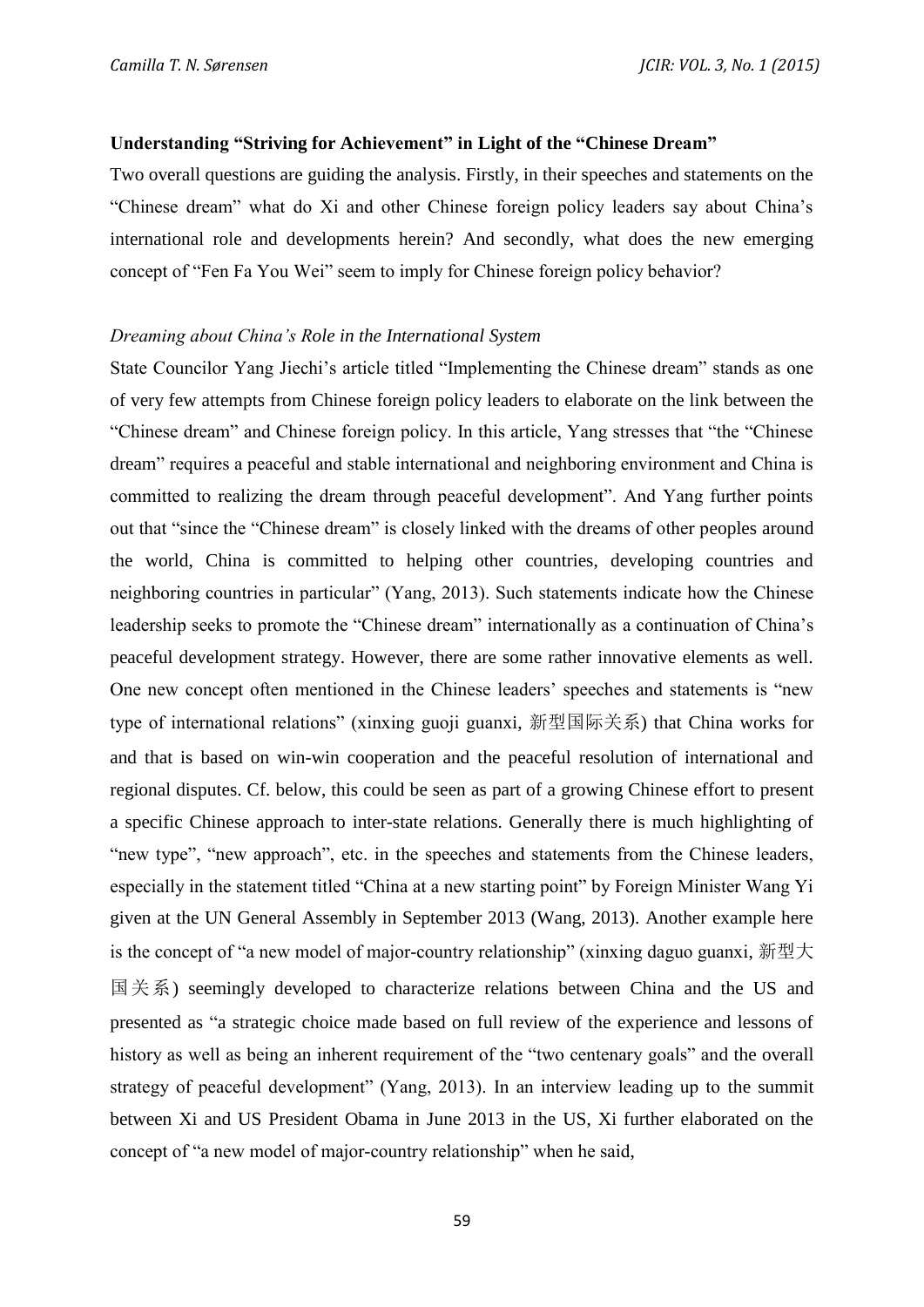**Understanding "Striving for Achievement" in Light of the "Chinese Dream"**

Two overall questions are guiding the analysis. Firstly, in their speeches and statements on the "Chinese dream" what do Xi and other Chinese foreign policy leaders say about China's international role and developments herein? And secondly, what does the new emerging concept of "Fen Fa You Wei" seem to imply for Chinese foreign policy behavior?

*Dreaming about China's Role in the International System*

State Councilor Yang Jiechi's article titled "Implementing the Chinese dream" stands as one of very few attempts from Chinese foreign policy leaders to elaborate on the link between the "Chinese dream" and Chinese foreign policy. In this article, Yang stresses that "the "Chinese dream" requires a peaceful and stable international and neighboring environment and China is committed to realizing the dream through peaceful development". And Yang further points out that "since the "Chinese dream" is closely linked with the dreams of other peoples around the world, China is committed to helping other countries, developing countries and neighboring countries in particular" (Yang, 2013). Such statements indicate how the Chinese leadership seeks to promote the "Chinese dream" internationally as a continuation of China's peaceful development strategy. However, there are some rather innovative elements as well. One new concept often mentioned in the Chinese leaders' speeches and statements is "new type of international relations" (xinxing guoji guanxi, 新型国际关系) that China works for and that is based on win-win cooperation and the peaceful resolution of international and regional disputes. Cf. below, this could be seen as part of a growing Chinese effort to present a specific Chinese approach to inter-state relations. Generally there is much highlighting of "new type", "new approach", etc. in the speeches and statements from the Chinese leaders, especially in the statement titled "China at a new starting point" by Foreign Minister Wang Yi given at the UN General Assembly in September 2013 (Wang, 2013). Another example here is the concept of "a new model of major-country relationship" (xinxing daguo guanxi, 新型大国关系) seemingly developed to characterize relations between China and the US and presented as "a strategic choice made based on full review of the experience and lessons of history as well as being an inherent requirement of the "two centenary goals" and the overall strategy of peaceful development" (Yang, 2013). In an interview leading up to the summit between Xi and US President Obama in June 2013 in the US, Xi further elaborated on the concept of "a new model of major-country relationship" when he said,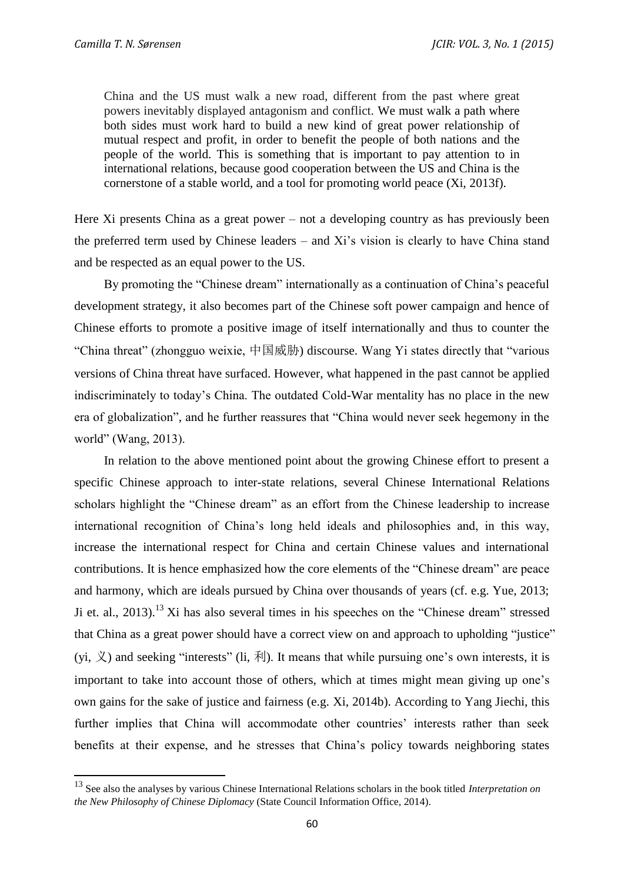> China and the US must walk a new road, different from the past where great powers inevitably displayed antagonism and conflict. We must walk a path where both sides must work hard to build a new kind of great power relationship of mutual respect and profit, in order to benefit the people of both nations and the people of the world. This is something that is important to pay attention to in international relations, because good cooperation between the US and China is the cornerstone of a stable world, and a tool for promoting world peace (Xi, 2013f).

Here Xi presents China as a great power – not a developing country as has previously been the preferred term used by Chinese leaders – and Xi's vision is clearly to have China stand and be respected as an equal power to the US.

By promoting the "Chinese dream" internationally as a continuation of China's peaceful development strategy, it also becomes part of the Chinese soft power campaign and hence of Chinese efforts to promote a positive image of itself internationally and thus to counter the "China threat" (zhongguo weixie, 中国威胁) discourse. Wang Yi states directly that "various versions of China threat have surfaced. However, what happened in the past cannot be applied indiscriminately to today's China. The outdated Cold-War mentality has no place in the new era of globalization", and he further reassures that "China would never seek hegemony in the world" (Wang, 2013).

In relation to the above mentioned point about the growing Chinese effort to present a specific Chinese approach to inter-state relations, several Chinese International Relations scholars highlight the "Chinese dream" as an effort from the Chinese leadership to increase international recognition of China's long held ideals and philosophies and, in this way, increase the international respect for China and certain Chinese values and international contributions. It is hence emphasized how the core elements of the "Chinese dream" are peace and harmony, which are ideals pursued by China over thousands of years (cf. e.g. Yue, 2013; Ji et. al., 2013).[13] Xi has also several times in his speeches on the "Chinese dream" stressed that China as a great power should have a correct view on and approach to upholding "justice" (yi, 义) and seeking "interests" (li, 利). It means that while pursuing one's own interests, it is important to take into account those of others, which at times might mean giving up one's own gains for the sake of justice and fairness (e.g. Xi, 2014b). According to Yang Jiechi, this further implies that China will accommodate other countries' interests rather than seek benefits at their expense, and he stresses that China's policy towards neighboring states

---

[13] See also the analyses by various Chinese International Relations scholars in the book titled *Interpretation on the New Philosophy of Chinese Diplomacy* (State Council Information Office, 2014).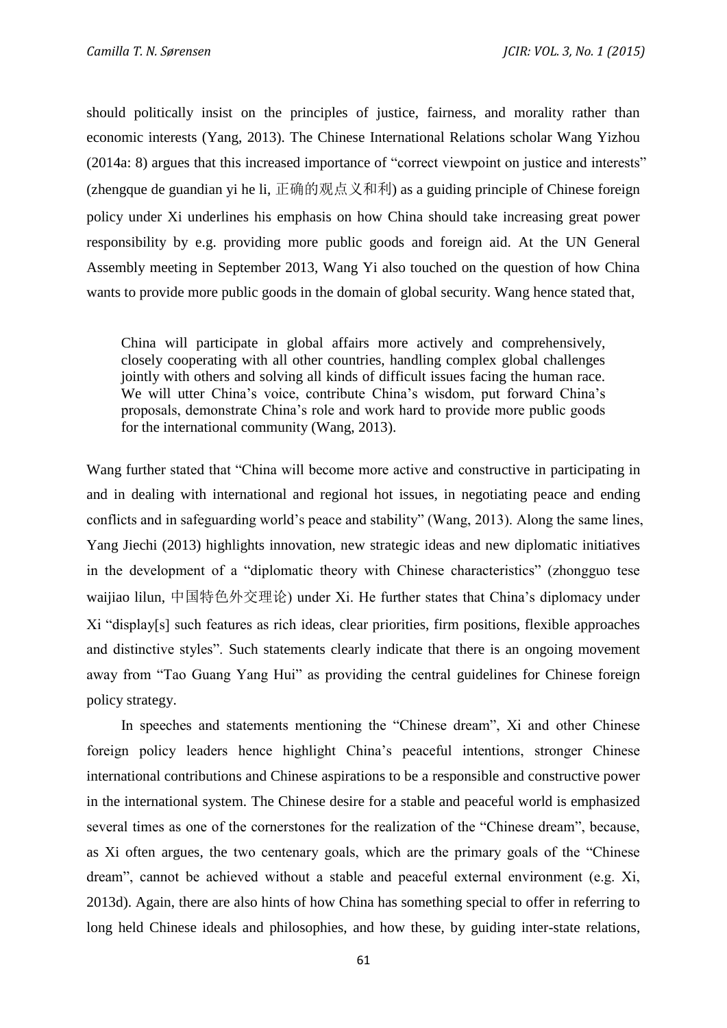should politically insist on the principles of justice, fairness, and morality rather than economic interests (Yang, 2013). The Chinese International Relations scholar Wang Yizhou (2014a: 8) argues that this increased importance of "correct viewpoint on justice and interests" (zhengque de guandian yi he li, 正确的观点义和利) as a guiding principle of Chinese foreign policy under Xi underlines his emphasis on how China should take increasing great power responsibility by e.g. providing more public goods and foreign aid. At the UN General Assembly meeting in September 2013, Wang Yi also touched on the question of how China wants to provide more public goods in the domain of global security. Wang hence stated that,

> China will participate in global affairs more actively and comprehensively, closely cooperating with all other countries, handling complex global challenges jointly with others and solving all kinds of difficult issues facing the human race. We will utter China's voice, contribute China's wisdom, put forward China's proposals, demonstrate China's role and work hard to provide more public goods for the international community (Wang, 2013).

Wang further stated that "China will become more active and constructive in participating in and in dealing with international and regional hot issues, in negotiating peace and ending conflicts and in safeguarding world's peace and stability" (Wang, 2013). Along the same lines, Yang Jiechi (2013) highlights innovation, new strategic ideas and new diplomatic initiatives in the development of a "diplomatic theory with Chinese characteristics" (zhongguo tese waijiao lilun, 中国特色外交理论) under Xi. He further states that China's diplomacy under Xi "display[s] such features as rich ideas, clear priorities, firm positions, flexible approaches and distinctive styles". Such statements clearly indicate that there is an ongoing movement away from "Tao Guang Yang Hui" as providing the central guidelines for Chinese foreign policy strategy.

In speeches and statements mentioning the "Chinese dream", Xi and other Chinese foreign policy leaders hence highlight China's peaceful intentions, stronger Chinese international contributions and Chinese aspirations to be a responsible and constructive power in the international system. The Chinese desire for a stable and peaceful world is emphasized several times as one of the cornerstones for the realization of the "Chinese dream", because, as Xi often argues, the two centenary goals, which are the primary goals of the "Chinese dream", cannot be achieved without a stable and peaceful external environment (e.g. Xi, 2013d). Again, there are also hints of how China has something special to offer in referring to long held Chinese ideals and philosophies, and how these, by guiding inter-state relations,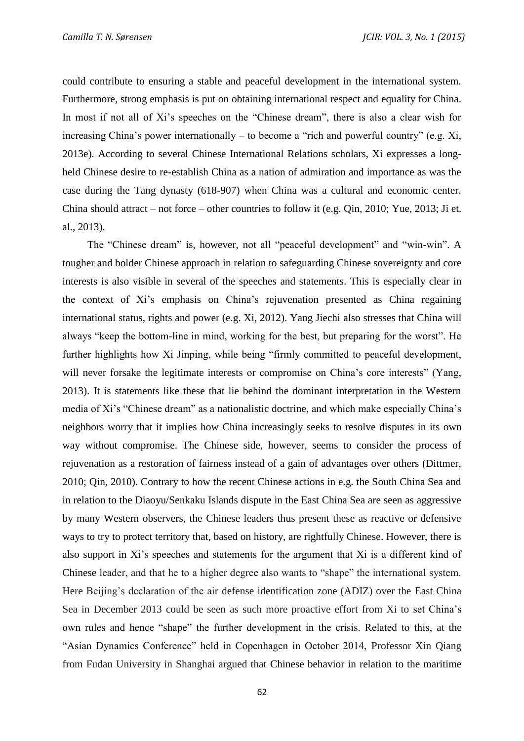could contribute to ensuring a stable and peaceful development in the international system. Furthermore, strong emphasis is put on obtaining international respect and equality for China. In most if not all of Xi's speeches on the "Chinese dream", there is also a clear wish for increasing China's power internationally – to become a "rich and powerful country" (e.g. Xi, 2013e). According to several Chinese International Relations scholars, Xi expresses a long-held Chinese desire to re-establish China as a nation of admiration and importance as was the case during the Tang dynasty (618-907) when China was a cultural and economic center. China should attract – not force – other countries to follow it (e.g. Qin, 2010; Yue, 2013; Ji et. al., 2013).

The "Chinese dream" is, however, not all "peaceful development" and "win-win". A tougher and bolder Chinese approach in relation to safeguarding Chinese sovereignty and core interests is also visible in several of the speeches and statements. This is especially clear in the context of Xi's emphasis on China's rejuvenation presented as China regaining international status, rights and power (e.g. Xi, 2012). Yang Jiechi also stresses that China will always "keep the bottom-line in mind, working for the best, but preparing for the worst". He further highlights how Xi Jinping, while being "firmly committed to peaceful development, will never forsake the legitimate interests or compromise on China's core interests" (Yang, 2013). It is statements like these that lie behind the dominant interpretation in the Western media of Xi's "Chinese dream" as a nationalistic doctrine, and which make especially China's neighbors worry that it implies how China increasingly seeks to resolve disputes in its own way without compromise. The Chinese side, however, seems to consider the process of rejuvenation as a restoration of fairness instead of a gain of advantages over others (Dittmer, 2010; Qin, 2010). Contrary to how the recent Chinese actions in e.g. the South China Sea and in relation to the Diaoyu/Senkaku Islands dispute in the East China Sea are seen as aggressive by many Western observers, the Chinese leaders thus present these as reactive or defensive ways to try to protect territory that, based on history, are rightfully Chinese. However, there is also support in Xi's speeches and statements for the argument that Xi is a different kind of Chinese leader, and that he to a higher degree also wants to "shape" the international system. Here Beijing's declaration of the air defense identification zone (ADIZ) over the East China Sea in December 2013 could be seen as such more proactive effort from Xi to set China's own rules and hence "shape" the further development in the crisis. Related to this, at the "Asian Dynamics Conference" held in Copenhagen in October 2014, Professor Xin Qiang from Fudan University in Shanghai argued that Chinese behavior in relation to the maritime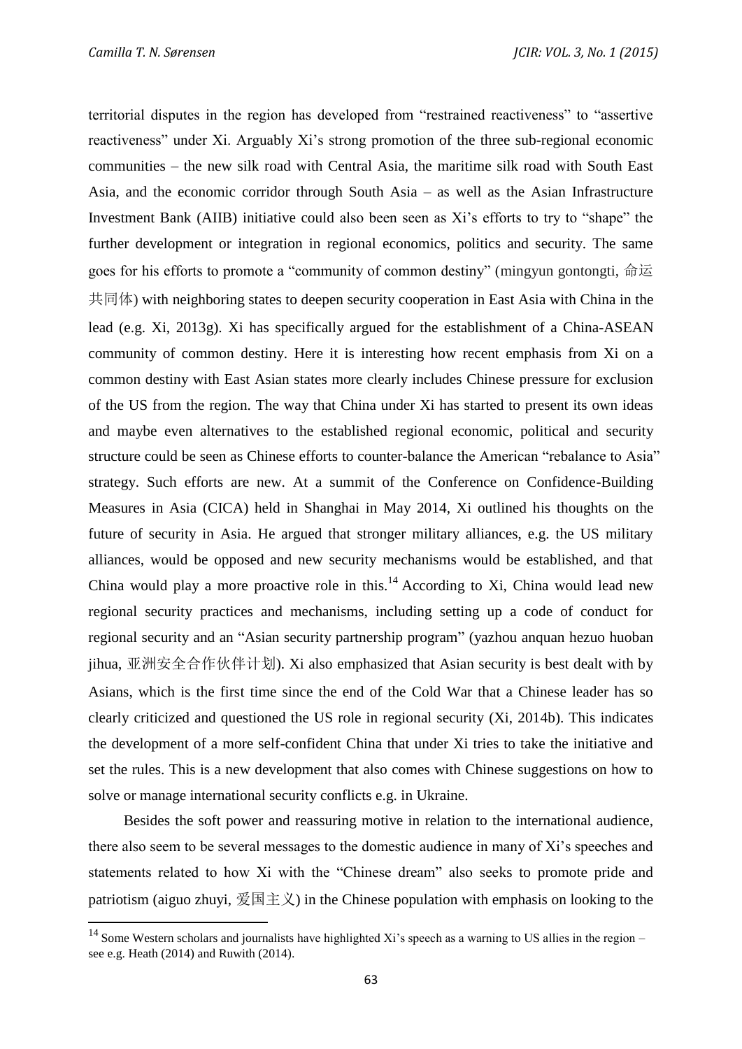territorial disputes in the region has developed from "restrained reactiveness" to "assertive reactiveness" under Xi. Arguably Xi's strong promotion of the three sub-regional economic communities – the new silk road with Central Asia, the maritime silk road with South East Asia, and the economic corridor through South Asia – as well as the Asian Infrastructure Investment Bank (AIIB) initiative could also been seen as Xi's efforts to try to "shape" the further development or integration in regional economics, politics and security. The same goes for his efforts to promote a "community of common destiny" (mingyun gontongti, 命运共同体) with neighboring states to deepen security cooperation in East Asia with China in the lead (e.g. Xi, 2013g). Xi has specifically argued for the establishment of a China-ASEAN community of common destiny. Here it is interesting how recent emphasis from Xi on a common destiny with East Asian states more clearly includes Chinese pressure for exclusion of the US from the region. The way that China under Xi has started to present its own ideas and maybe even alternatives to the established regional economic, political and security structure could be seen as Chinese efforts to counter-balance the American "rebalance to Asia" strategy. Such efforts are new. At a summit of the Conference on Confidence-Building Measures in Asia (CICA) held in Shanghai in May 2014, Xi outlined his thoughts on the future of security in Asia. He argued that stronger military alliances, e.g. the US military alliances, would be opposed and new security mechanisms would be established, and that China would play a more proactive role in this.[14] According to Xi, China would lead new regional security practices and mechanisms, including setting up a code of conduct for regional security and an "Asian security partnership program" (yazhou anquan hezuo huoban jihua, 亚洲安全合作伙伴计划). Xi also emphasized that Asian security is best dealt with by Asians, which is the first time since the end of the Cold War that a Chinese leader has so clearly criticized and questioned the US role in regional security (Xi, 2014b). This indicates the development of a more self-confident China that under Xi tries to take the initiative and set the rules. This is a new development that also comes with Chinese suggestions on how to solve or manage international security conflicts e.g. in Ukraine.

Besides the soft power and reassuring motive in relation to the international audience, there also seem to be several messages to the domestic audience in many of Xi's speeches and statements related to how Xi with the "Chinese dream" also seeks to promote pride and patriotism (aiguo zhuyi, 爱国主义) in the Chinese population with emphasis on looking to the

---

[14] Some Western scholars and journalists have highlighted Xi's speech as a warning to US allies in the region – see e.g. Heath (2014) and Ruwith (2014).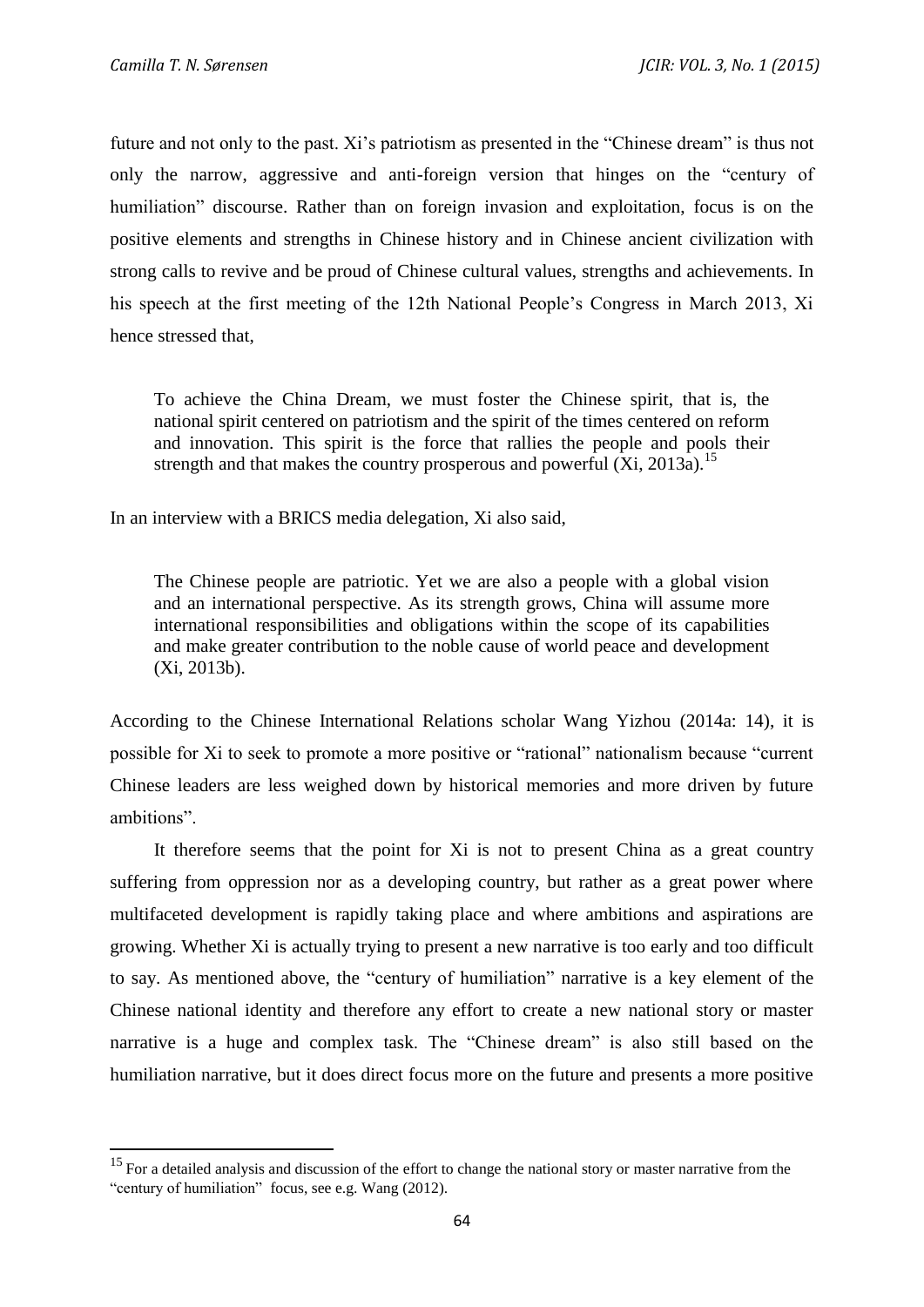future and not only to the past. Xi's patriotism as presented in the "Chinese dream" is thus not only the narrow, aggressive and anti-foreign version that hinges on the "century of humiliation" discourse. Rather than on foreign invasion and exploitation, focus is on the positive elements and strengths in Chinese history and in Chinese ancient civilization with strong calls to revive and be proud of Chinese cultural values, strengths and achievements. In his speech at the first meeting of the 12th National People's Congress in March 2013, Xi hence stressed that,

> To achieve the China Dream, we must foster the Chinese spirit, that is, the national spirit centered on patriotism and the spirit of the times centered on reform and innovation. This spirit is the force that rallies the people and pools their strength and that makes the country prosperous and powerful (Xi, 2013a).[15]

In an interview with a BRICS media delegation, Xi also said,

> The Chinese people are patriotic. Yet we are also a people with a global vision and an international perspective. As its strength grows, China will assume more international responsibilities and obligations within the scope of its capabilities and make greater contribution to the noble cause of world peace and development (Xi, 2013b).

According to the Chinese International Relations scholar Wang Yizhou (2014a: 14), it is possible for Xi to seek to promote a more positive or "rational" nationalism because "current Chinese leaders are less weighed down by historical memories and more driven by future ambitions".

It therefore seems that the point for Xi is not to present China as a great country suffering from oppression nor as a developing country, but rather as a great power where multifaceted development is rapidly taking place and where ambitions and aspirations are growing. Whether Xi is actually trying to present a new narrative is too early and too difficult to say. As mentioned above, the "century of humiliation" narrative is a key element of the Chinese national identity and therefore any effort to create a new national story or master narrative is a huge and complex task. The "Chinese dream" is also still based on the humiliation narrative, but it does direct focus more on the future and presents a more positive

---

[15] For a detailed analysis and discussion of the effort to change the national story or master narrative from the "century of humiliation" focus, see e.g. Wang (2012).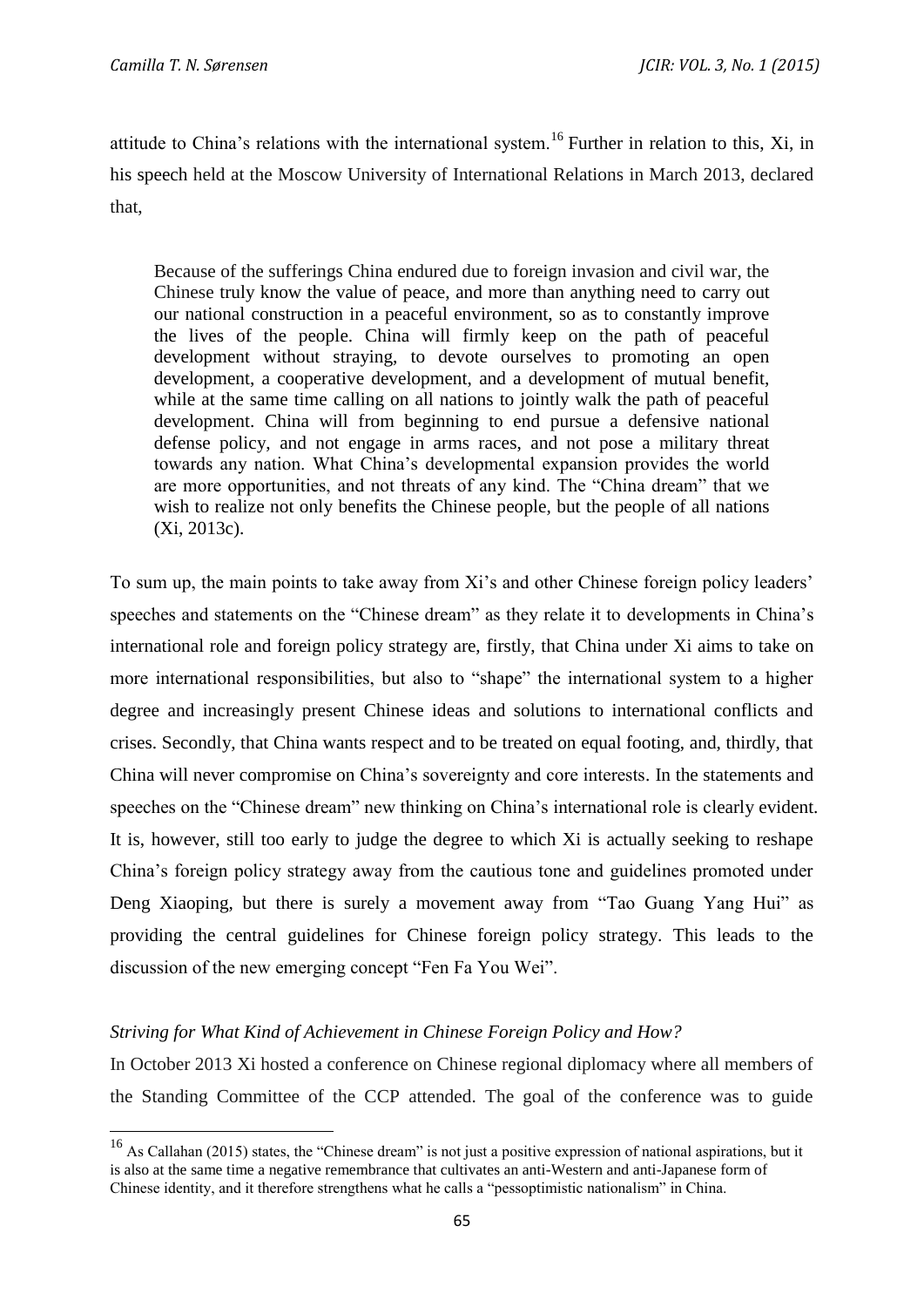attitude to China's relations with the international system.[16] Further in relation to this, Xi, in his speech held at the Moscow University of International Relations in March 2013, declared that,

> Because of the sufferings China endured due to foreign invasion and civil war, the Chinese truly know the value of peace, and more than anything need to carry out our national construction in a peaceful environment, so as to constantly improve the lives of the people. China will firmly keep on the path of peaceful development without straying, to devote ourselves to promoting an open development, a cooperative development, and a development of mutual benefit, while at the same time calling on all nations to jointly walk the path of peaceful development. China will from beginning to end pursue a defensive national defense policy, and not engage in arms races, and not pose a military threat towards any nation. What China's developmental expansion provides the world are more opportunities, and not threats of any kind. The "China dream" that we wish to realize not only benefits the Chinese people, but the people of all nations (Xi, 2013c).

To sum up, the main points to take away from Xi's and other Chinese foreign policy leaders' speeches and statements on the "Chinese dream" as they relate it to developments in China's international role and foreign policy strategy are, firstly, that China under Xi aims to take on more international responsibilities, but also to "shape" the international system to a higher degree and increasingly present Chinese ideas and solutions to international conflicts and crises. Secondly, that China wants respect and to be treated on equal footing, and, thirdly, that China will never compromise on China's sovereignty and core interests. In the statements and speeches on the "Chinese dream" new thinking on China's international role is clearly evident. It is, however, still too early to judge the degree to which Xi is actually seeking to reshape China's foreign policy strategy away from the cautious tone and guidelines promoted under Deng Xiaoping, but there is surely a movement away from "Tao Guang Yang Hui" as providing the central guidelines for Chinese foreign policy strategy. This leads to the discussion of the new emerging concept "Fen Fa You Wei".

*Striving for What Kind of Achievement in Chinese Foreign Policy and How?*

In October 2013 Xi hosted a conference on Chinese regional diplomacy where all members of the Standing Committee of the CCP attended. The goal of the conference was to guide

---

[16] As Callahan (2015) states, the "Chinese dream" is not just a positive expression of national aspirations, but it is also at the same time a negative remembrance that cultivates an anti-Western and anti-Japanese form of Chinese identity, and it therefore strengthens what he calls a "pessoptimistic nationalism" in China.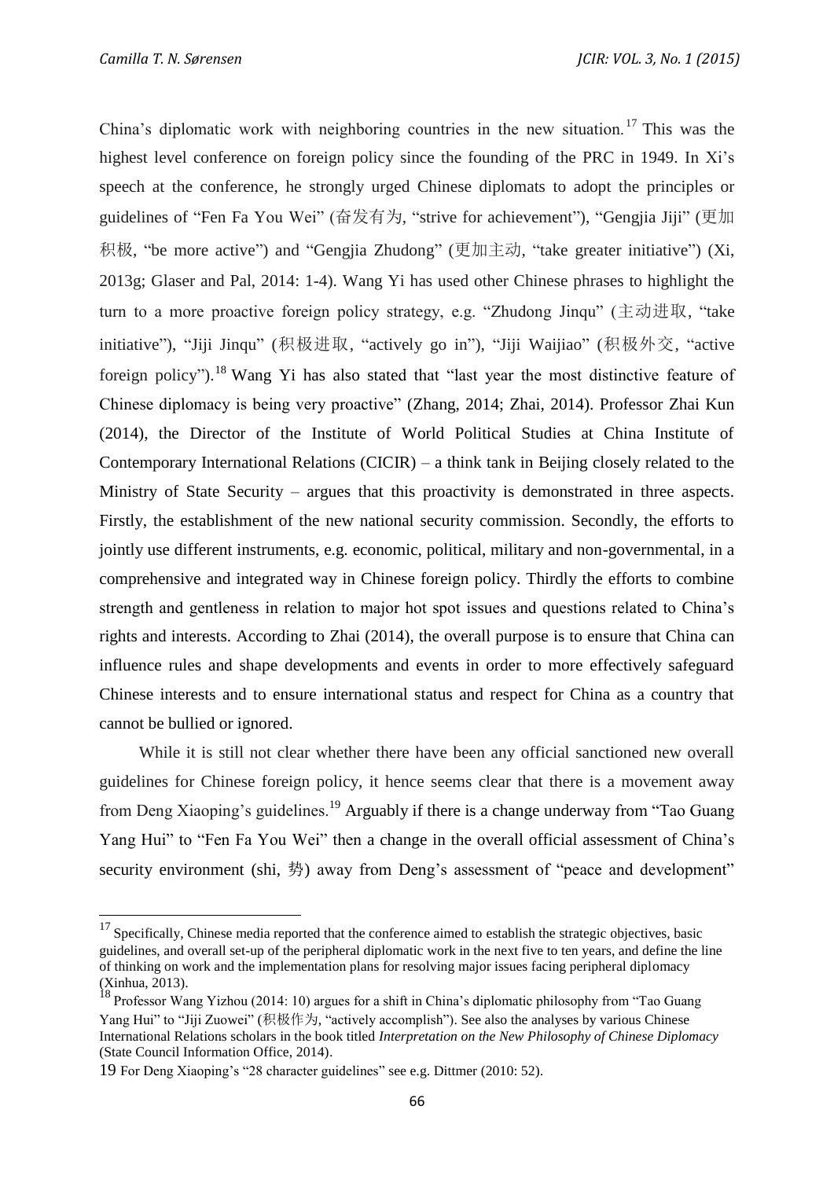China's diplomatic work with neighboring countries in the new situation.[17] This was the highest level conference on foreign policy since the founding of the PRC in 1949. In Xi's speech at the conference, he strongly urged Chinese diplomats to adopt the principles or guidelines of "Fen Fa You Wei" (奋发有为, "strive for achievement"), "Gengjia Jiji" (更加积极, "be more active") and "Gengjia Zhudong" (更加主动, "take greater initiative") (Xi, 2013g; Glaser and Pal, 2014: 1-4). Wang Yi has used other Chinese phrases to highlight the turn to a more proactive foreign policy strategy, e.g. "Zhudong Jinqu" (主动进取, "take initiative"), "Jiji Jinqu" (积极进取, "actively go in"), "Jiji Waijiao" (积极外交, "active foreign policy").[18] Wang Yi has also stated that "last year the most distinctive feature of Chinese diplomacy is being very proactive" (Zhang, 2014; Zhai, 2014). Professor Zhai Kun (2014), the Director of the Institute of World Political Studies at China Institute of Contemporary International Relations (CICIR) – a think tank in Beijing closely related to the Ministry of State Security – argues that this proactivity is demonstrated in three aspects. Firstly, the establishment of the new national security commission. Secondly, the efforts to jointly use different instruments, e.g. economic, political, military and non-governmental, in a comprehensive and integrated way in Chinese foreign policy. Thirdly the efforts to combine strength and gentleness in relation to major hot spot issues and questions related to China's rights and interests. According to Zhai (2014), the overall purpose is to ensure that China can influence rules and shape developments and events in order to more effectively safeguard Chinese interests and to ensure international status and respect for China as a country that cannot be bullied or ignored.

While it is still not clear whether there have been any official sanctioned new overall guidelines for Chinese foreign policy, it hence seems clear that there is a movement away from Deng Xiaoping's guidelines.[19] Arguably if there is a change underway from "Tao Guang Yang Hui" to "Fen Fa You Wei" then a change in the overall official assessment of China's security environment (shi, 势) away from Deng's assessment of "peace and development"

---

[17] Specifically, Chinese media reported that the conference aimed to establish the strategic objectives, basic guidelines, and overall set-up of the peripheral diplomatic work in the next five to ten years, and define the line of thinking on work and the implementation plans for resolving major issues facing peripheral diplomacy (Xinhua, 2013).

[18] Professor Wang Yizhou (2014: 10) argues for a shift in China's diplomatic philosophy from "Tao Guang Yang Hui" to "Jiji Zuowei" (积极作为, "actively accomplish"). See also the analyses by various Chinese International Relations scholars in the book titled *Interpretation on the New Philosophy of Chinese Diplomacy* (State Council Information Office, 2014).

[19] For Deng Xiaoping's "28 character guidelines" see e.g. Dittmer (2010: 52).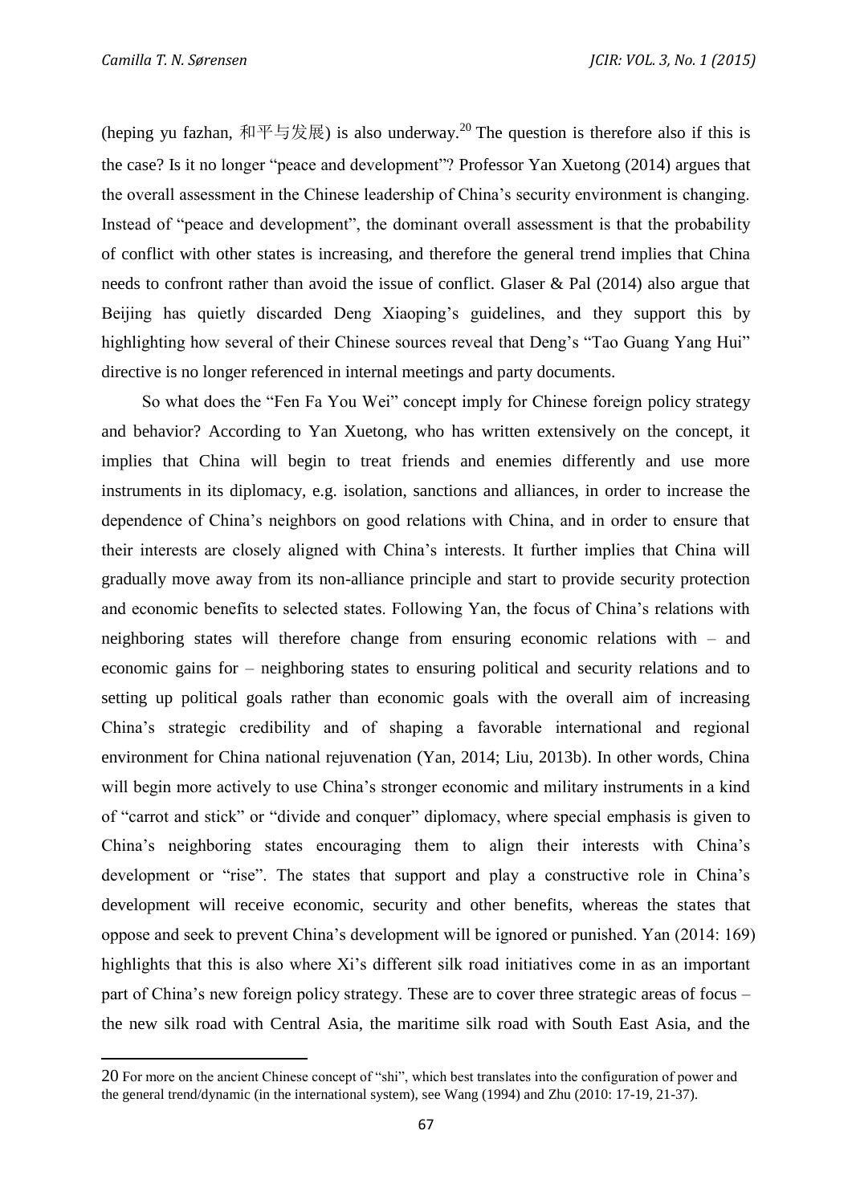(heping yu fazhan, 和平与发展) is also underway.[20] The question is therefore also if this is the case? Is it no longer "peace and development"? Professor Yan Xuetong (2014) argues that the overall assessment in the Chinese leadership of China's security environment is changing. Instead of "peace and development", the dominant overall assessment is that the probability of conflict with other states is increasing, and therefore the general trend implies that China needs to confront rather than avoid the issue of conflict. Glaser & Pal (2014) also argue that Beijing has quietly discarded Deng Xiaoping's guidelines, and they support this by highlighting how several of their Chinese sources reveal that Deng's "Tao Guang Yang Hui" directive is no longer referenced in internal meetings and party documents.

So what does the "Fen Fa You Wei" concept imply for Chinese foreign policy strategy and behavior? According to Yan Xuetong, who has written extensively on the concept, it implies that China will begin to treat friends and enemies differently and use more instruments in its diplomacy, e.g. isolation, sanctions and alliances, in order to increase the dependence of China's neighbors on good relations with China, and in order to ensure that their interests are closely aligned with China's interests. It further implies that China will gradually move away from its non-alliance principle and start to provide security protection and economic benefits to selected states. Following Yan, the focus of China's relations with neighboring states will therefore change from ensuring economic relations with – and economic gains for – neighboring states to ensuring political and security relations and to setting up political goals rather than economic goals with the overall aim of increasing China's strategic credibility and of shaping a favorable international and regional environment for China national rejuvenation (Yan, 2014; Liu, 2013b). In other words, China will begin more actively to use China's stronger economic and military instruments in a kind of "carrot and stick" or "divide and conquer" diplomacy, where special emphasis is given to China's neighboring states encouraging them to align their interests with China's development or "rise". The states that support and play a constructive role in China's development will receive economic, security and other benefits, whereas the states that oppose and seek to prevent China's development will be ignored or punished. Yan (2014: 169) highlights that this is also where Xi's different silk road initiatives come in as an important part of China's new foreign policy strategy. These are to cover three strategic areas of focus – the new silk road with Central Asia, the maritime silk road with South East Asia, and the

---

20 For more on the ancient Chinese concept of "shi", which best translates into the configuration of power and the general trend/dynamic (in the international system), see Wang (1994) and Zhu (2010: 17-19, 21-37).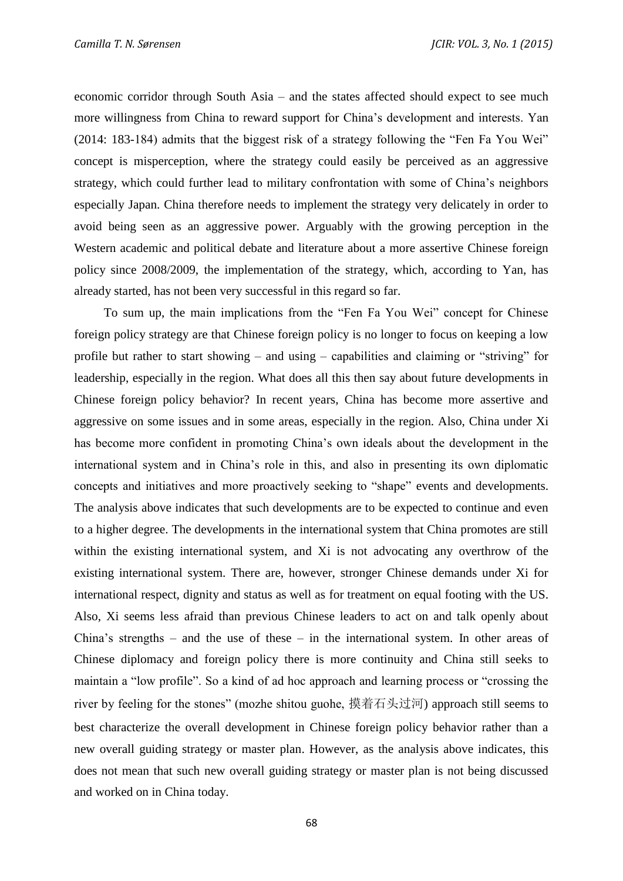economic corridor through South Asia – and the states affected should expect to see much more willingness from China to reward support for China's development and interests. Yan (2014: 183-184) admits that the biggest risk of a strategy following the "Fen Fa You Wei" concept is misperception, where the strategy could easily be perceived as an aggressive strategy, which could further lead to military confrontation with some of China's neighbors especially Japan. China therefore needs to implement the strategy very delicately in order to avoid being seen as an aggressive power. Arguably with the growing perception in the Western academic and political debate and literature about a more assertive Chinese foreign policy since 2008/2009, the implementation of the strategy, which, according to Yan, has already started, has not been very successful in this regard so far.

To sum up, the main implications from the "Fen Fa You Wei" concept for Chinese foreign policy strategy are that Chinese foreign policy is no longer to focus on keeping a low profile but rather to start showing – and using – capabilities and claiming or "striving" for leadership, especially in the region. What does all this then say about future developments in Chinese foreign policy behavior? In recent years, China has become more assertive and aggressive on some issues and in some areas, especially in the region. Also, China under Xi has become more confident in promoting China's own ideals about the development in the international system and in China's role in this, and also in presenting its own diplomatic concepts and initiatives and more proactively seeking to "shape" events and developments. The analysis above indicates that such developments are to be expected to continue and even to a higher degree. The developments in the international system that China promotes are still within the existing international system, and Xi is not advocating any overthrow of the existing international system. There are, however, stronger Chinese demands under Xi for international respect, dignity and status as well as for treatment on equal footing with the US. Also, Xi seems less afraid than previous Chinese leaders to act on and talk openly about China's strengths – and the use of these – in the international system. In other areas of Chinese diplomacy and foreign policy there is more continuity and China still seeks to maintain a "low profile". So a kind of ad hoc approach and learning process or "crossing the river by feeling for the stones" (mozhe shitou guohe, 摸着石头过河) approach still seems to best characterize the overall development in Chinese foreign policy behavior rather than a new overall guiding strategy or master plan. However, as the analysis above indicates, this does not mean that such new overall guiding strategy or master plan is not being discussed and worked on in China today.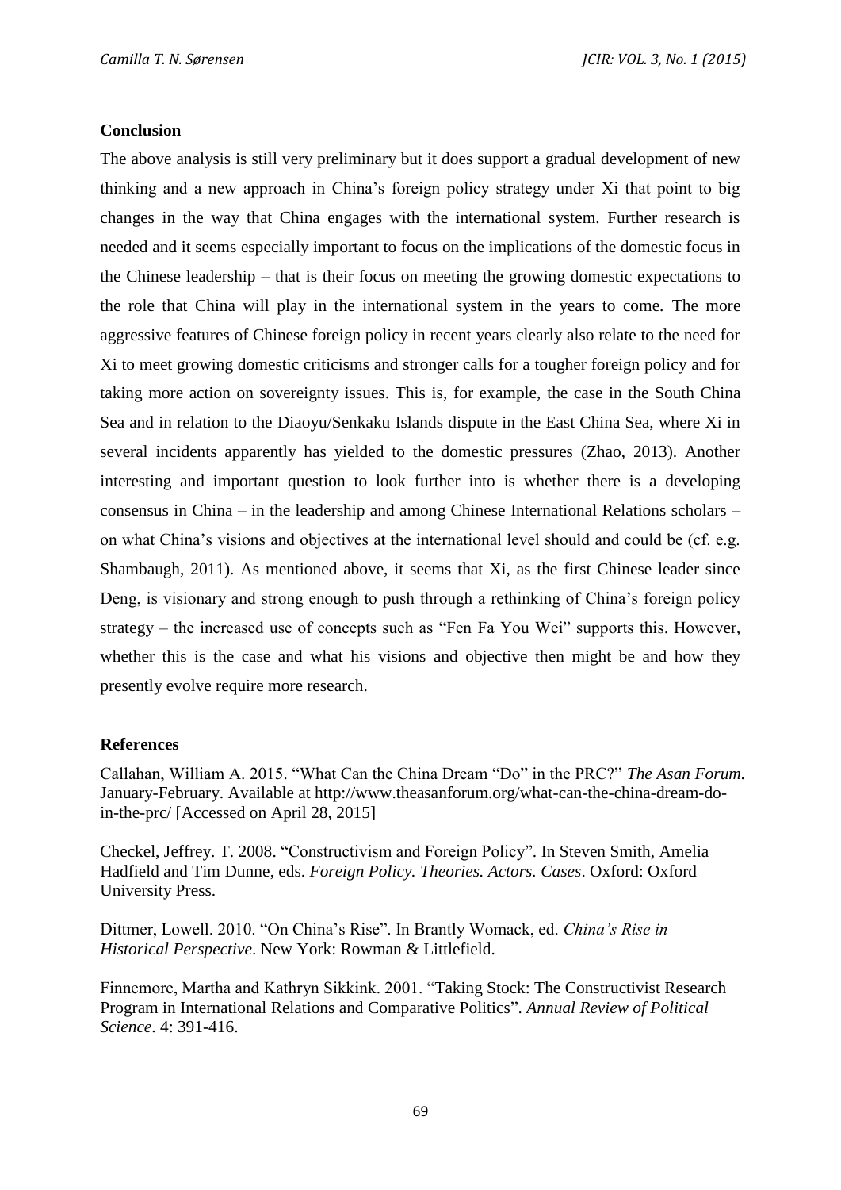## Conclusion

The above analysis is still very preliminary but it does support a gradual development of new thinking and a new approach in China's foreign policy strategy under Xi that point to big changes in the way that China engages with the international system. Further research is needed and it seems especially important to focus on the implications of the domestic focus in the Chinese leadership – that is their focus on meeting the growing domestic expectations to the role that China will play in the international system in the years to come. The more aggressive features of Chinese foreign policy in recent years clearly also relate to the need for Xi to meet growing domestic criticisms and stronger calls for a tougher foreign policy and for taking more action on sovereignty issues. This is, for example, the case in the South China Sea and in relation to the Diaoyu/Senkaku Islands dispute in the East China Sea, where Xi in several incidents apparently has yielded to the domestic pressures (Zhao, 2013). Another interesting and important question to look further into is whether there is a developing consensus in China – in the leadership and among Chinese International Relations scholars – on what China's visions and objectives at the international level should and could be (cf. e.g. Shambaugh, 2011). As mentioned above, it seems that Xi, as the first Chinese leader since Deng, is visionary and strong enough to push through a rethinking of China's foreign policy strategy – the increased use of concepts such as "Fen Fa You Wei" supports this. However, whether this is the case and what his visions and objective then might be and how they presently evolve require more research.

## References

Callahan, William A. 2015. "What Can the China Dream "Do" in the PRC?" *The Asan Forum*. January-February. Available at http://www.theasanforum.org/what-can-the-china-dream-do-in-the-prc/ [Accessed on April 28, 2015]

Checkel, Jeffrey. T. 2008. "Constructivism and Foreign Policy". In Steven Smith, Amelia Hadfield and Tim Dunne, eds. *Foreign Policy. Theories. Actors. Cases*. Oxford: Oxford University Press.

Dittmer, Lowell. 2010. "On China's Rise". In Brantly Womack, ed. *China's Rise in Historical Perspective*. New York: Rowman & Littlefield.

Finnemore, Martha and Kathryn Sikkink. 2001. "Taking Stock: The Constructivist Research Program in International Relations and Comparative Politics". *Annual Review of Political Science*. 4: 391-416.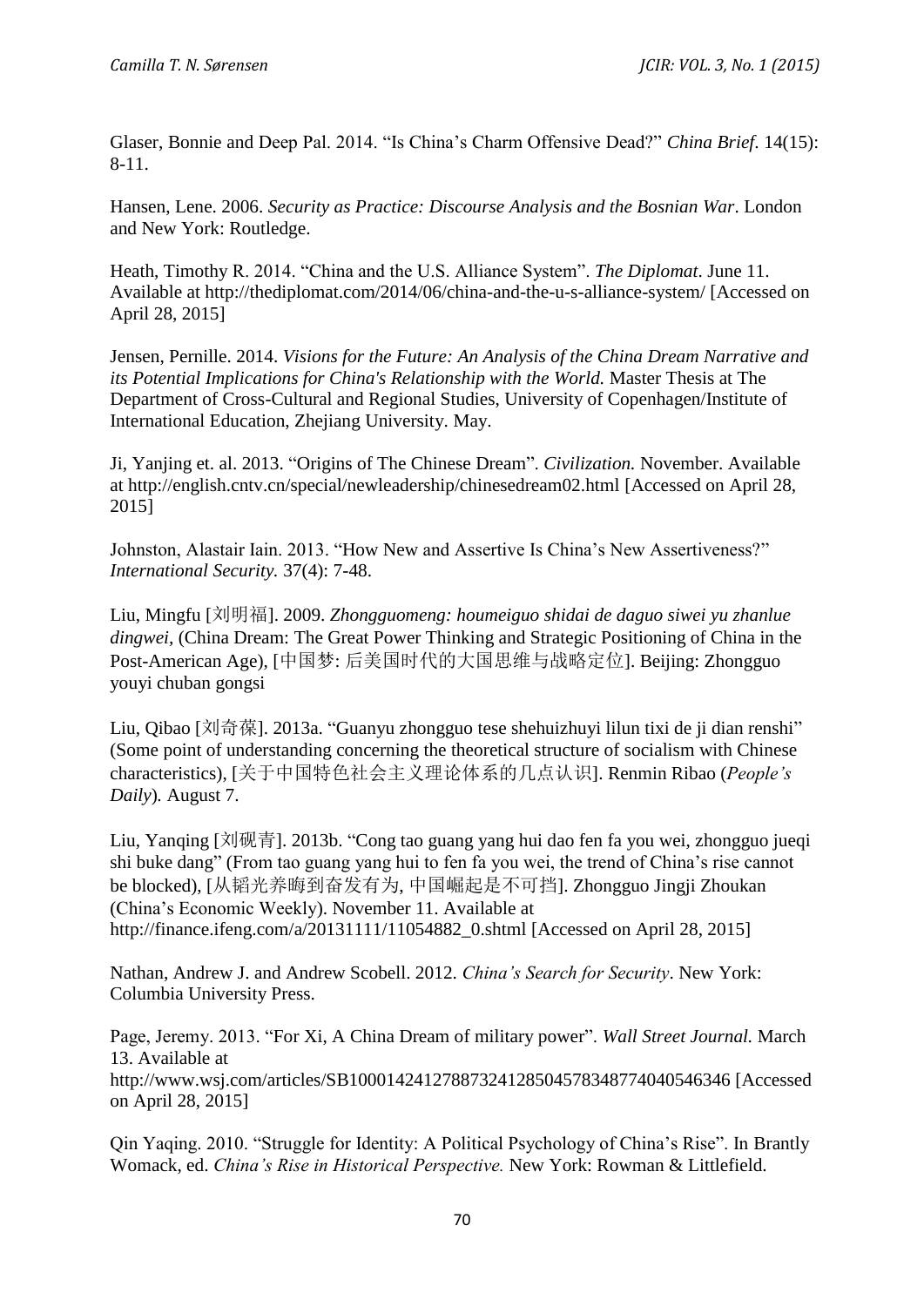Glaser, Bonnie and Deep Pal. 2014. “Is China’s Charm Offensive Dead?” *China Brief*. 14(15): 8-11.

Hansen, Lene. 2006. *Security as Practice: Discourse Analysis and the Bosnian War*. London and New York: Routledge.

Heath, Timothy R. 2014. “China and the U.S. Alliance System”. *The Diplomat*. June 11. Available at http://thediplomat.com/2014/06/china-and-the-u-s-alliance-system/ [Accessed on April 28, 2015]

Jensen, Pernille. 2014. *Visions for the Future: An Analysis of the China Dream Narrative and its Potential Implications for China's Relationship with the World.* Master Thesis at The Department of Cross-Cultural and Regional Studies, University of Copenhagen/Institute of International Education, Zhejiang University. May.

Ji, Yanjing et. al. 2013. “Origins of The Chinese Dream”. *Civilization.* November. Available at http://english.cntv.cn/special/newleadership/chinesedream02.html [Accessed on April 28, 2015]

Johnston, Alastair Iain. 2013. “How New and Assertive Is China’s New Assertiveness?” *International Security.* 37(4): 7-48.

Liu, Mingfu [刘明福]. 2009. *Zhongguomeng: houmeiguo shidai de daguo siwei yu zhanlue dingwei*, (China Dream: The Great Power Thinking and Strategic Positioning of China in the Post-American Age), [中国梦: 后美国时代的大国思维与战略定位]. Beijing: Zhongguo youyi chuban gongsi

Liu, Qibao [刘奇葆]. 2013a. “Guanyu zhongguo tese shehuizhuyi lilun tixi de ji dian renshi” (Some point of understanding concerning the theoretical structure of socialism with Chinese characteristics), [关于中国特色社会主义理论体系的几点认识]. Renmin Ribao (*People’s Daily*)*.* August 7.

Liu, Yanqing [刘砚青]. 2013b. “Cong tao guang yang hui dao fen fa you wei, zhongguo jueqi shi buke dang” (From tao guang yang hui to fen fa you wei, the trend of China’s rise cannot be blocked), [从韬光养晦到奋发有为, 中国崛起是不可挡]. Zhongguo Jingji Zhoukan (China’s Economic Weekly). November 11. Available at http://finance.ifeng.com/a/20131111/11054882_0.shtml [Accessed on April 28, 2015]

Nathan, Andrew J. and Andrew Scobell. 2012. *China’s Search for Security*. New York: Columbia University Press.

Page, Jeremy. 2013. “For Xi, A China Dream of military power”. *Wall Street Journal.* March 13. Available at http://www.wsj.com/articles/SB10001424127887324128504578348774040546346 [Accessed on April 28, 2015]

Qin Yaqing. 2010. “Struggle for Identity: A Political Psychology of China’s Rise”. In Brantly Womack, ed. *China’s Rise in Historical Perspective.* New York: Rowman & Littlefield.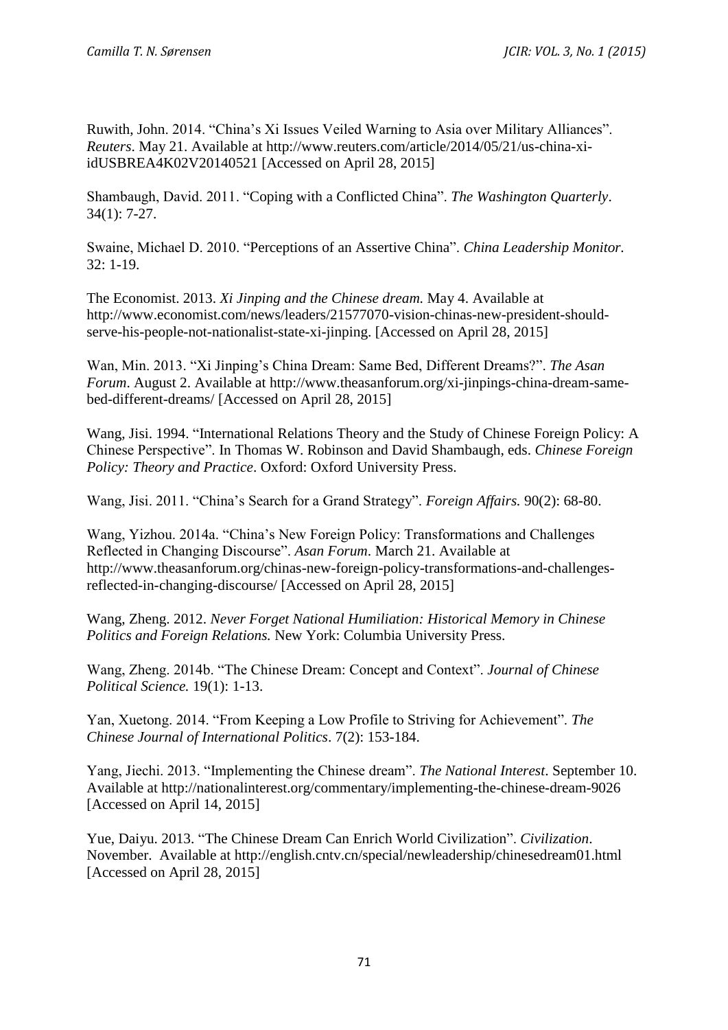Ruwith, John. 2014. "China's Xi Issues Veiled Warning to Asia over Military Alliances". *Reuters*. May 21. Available at http://www.reuters.com/article/2014/05/21/us-china-xi-idUSBREA4K02V20140521 [Accessed on April 28, 2015]

Shambaugh, David. 2011. "Coping with a Conflicted China". *The Washington Quarterly*. 34(1): 7-27.

Swaine, Michael D. 2010. "Perceptions of an Assertive China". *China Leadership Monitor.* 32: 1-19.

The Economist. 2013. *Xi Jinping and the Chinese dream.* May 4. Available at http://www.economist.com/news/leaders/21577070-vision-chinas-new-president-should-serve-his-people-not-nationalist-state-xi-jinping. [Accessed on April 28, 2015]

Wan, Min. 2013. "Xi Jinping's China Dream: Same Bed, Different Dreams?". *The Asan Forum*. August 2. Available at http://www.theasanforum.org/xi-jinpings-china-dream-same-bed-different-dreams/ [Accessed on April 28, 2015]

Wang, Jisi. 1994. "International Relations Theory and the Study of Chinese Foreign Policy: A Chinese Perspective". In Thomas W. Robinson and David Shambaugh, eds. *Chinese Foreign Policy: Theory and Practice*. Oxford: Oxford University Press.

Wang, Jisi. 2011. "China's Search for a Grand Strategy". *Foreign Affairs.* 90(2): 68-80.

Wang, Yizhou. 2014a. "China's New Foreign Policy: Transformations and Challenges Reflected in Changing Discourse". *Asan Forum*. March 21. Available at http://www.theasanforum.org/chinas-new-foreign-policy-transformations-and-challenges-reflected-in-changing-discourse/ [Accessed on April 28, 2015]

Wang, Zheng. 2012. *Never Forget National Humiliation: Historical Memory in Chinese Politics and Foreign Relations.* New York: Columbia University Press.

Wang, Zheng. 2014b. "The Chinese Dream: Concept and Context". *Journal of Chinese Political Science.* 19(1): 1-13.

Yan, Xuetong. 2014. "From Keeping a Low Profile to Striving for Achievement". *The Chinese Journal of International Politics*. 7(2): 153-184.

Yang, Jiechi. 2013. "Implementing the Chinese dream". *The National Interest*. September 10. Available at http://nationalinterest.org/commentary/implementing-the-chinese-dream-9026 [Accessed on April 14, 2015]

Yue, Daiyu. 2013. "The Chinese Dream Can Enrich World Civilization". *Civilization*. November. Available at http://english.cntv.cn/special/newleadership/chinesedream01.html [Accessed on April 28, 2015]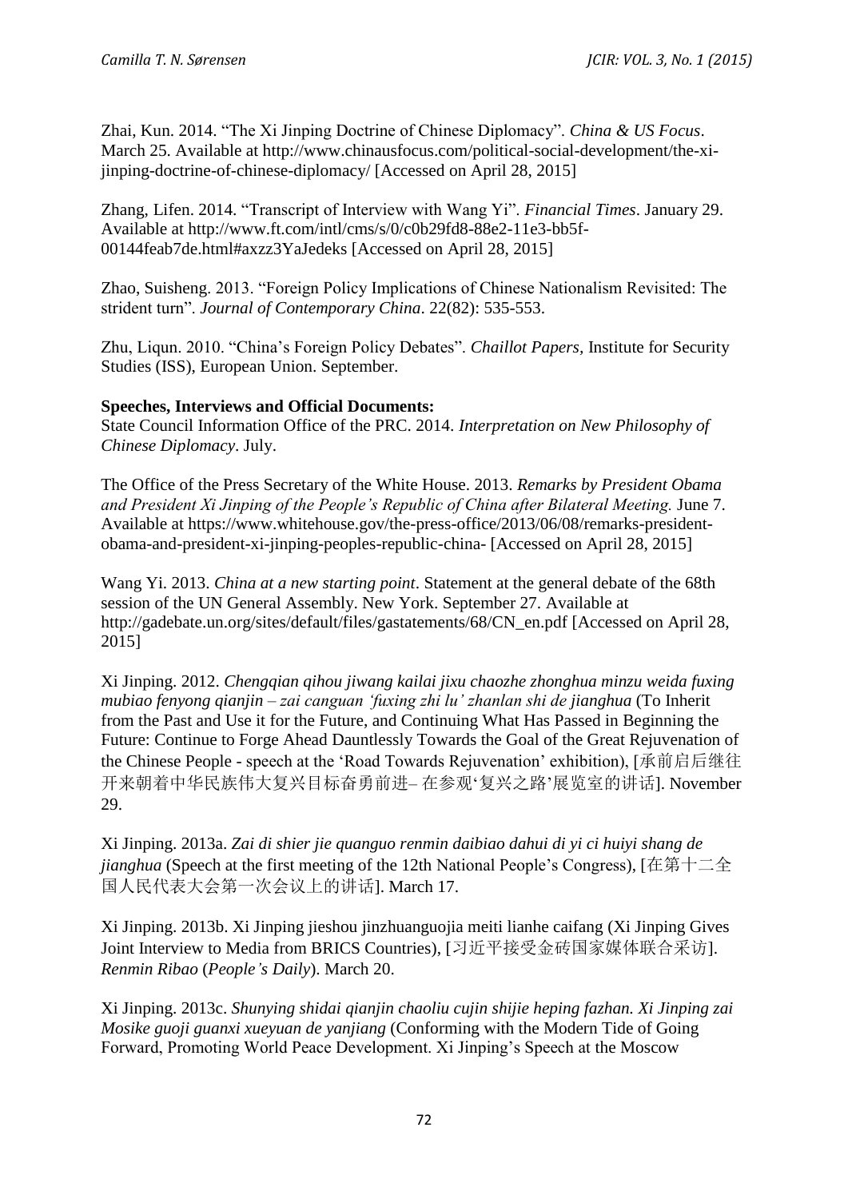Zhai, Kun. 2014. "The Xi Jinping Doctrine of Chinese Diplomacy". *China & US Focus*. March 25. Available at http://www.chinausfocus.com/political-social-development/the-xi-jinping-doctrine-of-chinese-diplomacy/ [Accessed on April 28, 2015]

Zhang, Lifen. 2014. "Transcript of Interview with Wang Yi". *Financial Times*. January 29. Available at http://www.ft.com/intl/cms/s/0/c0b29fd8-88e2-11e3-bb5f-00144feab7de.html#axzz3YaJedeks [Accessed on April 28, 2015]

Zhao, Suisheng. 2013. "Foreign Policy Implications of Chinese Nationalism Revisited: The strident turn". *Journal of Contemporary China*. 22(82): 535-553.

Zhu, Liqun. 2010. "China's Foreign Policy Debates". *Chaillot Papers*, Institute for Security Studies (ISS), European Union. September.

**Speeches, Interviews and Official Documents:**

State Council Information Office of the PRC. 2014. *Interpretation on New Philosophy of Chinese Diplomacy*. July.

The Office of the Press Secretary of the White House. 2013. *Remarks by President Obama and President Xi Jinping of the People's Republic of China after Bilateral Meeting.* June 7. Available at https://www.whitehouse.gov/the-press-office/2013/06/08/remarks-president-obama-and-president-xi-jinping-peoples-republic-china- [Accessed on April 28, 2015]

Wang Yi. 2013. *China at a new starting point*. Statement at the general debate of the 68th session of the UN General Assembly. New York. September 27. Available at http://gadebate.un.org/sites/default/files/gastatements/68/CN_en.pdf [Accessed on April 28, 2015]

Xi Jinping. 2012. *Chengqian qihou jiwang kailai jixu chaozhe zhonghua minzu weida fuxing mubiao fenyong qianjin – zai canguan 'fuxing zhi lu' zhanlan shi de jianghua* (To Inherit from the Past and Use it for the Future, and Continuing What Has Passed in Beginning the Future: Continue to Forge Ahead Dauntlessly Towards the Goal of the Great Rejuvenation of the Chinese People - speech at the 'Road Towards Rejuvenation' exhibition), [承前启后继往开来朝着中华民族伟大复兴目标奋勇前进– 在参观'复兴之路'展览室的讲话]. November 29.

Xi Jinping. 2013a. *Zai di shier jie quanguo renmin daibiao dahui di yi ci huiyi shang de jianghua* (Speech at the first meeting of the 12th National People's Congress), [在第十二全国人民代表大会第一次会议上的讲话]. March 17.

Xi Jinping. 2013b. Xi Jinping jieshou jinzhuanguojia meiti lianhe caifang (Xi Jinping Gives Joint Interview to Media from BRICS Countries), [习近平接受金砖国家媒体联合采访]. *Renmin Ribao* (*People's Daily*). March 20.

Xi Jinping. 2013c. *Shunying shidai qianjin chaoliu cujin shijie heping fazhan. Xi Jinping zai Mosike guoji guanxi xueyuan de yanjiang* (Conforming with the Modern Tide of Going Forward, Promoting World Peace Development. Xi Jinping's Speech at the Moscow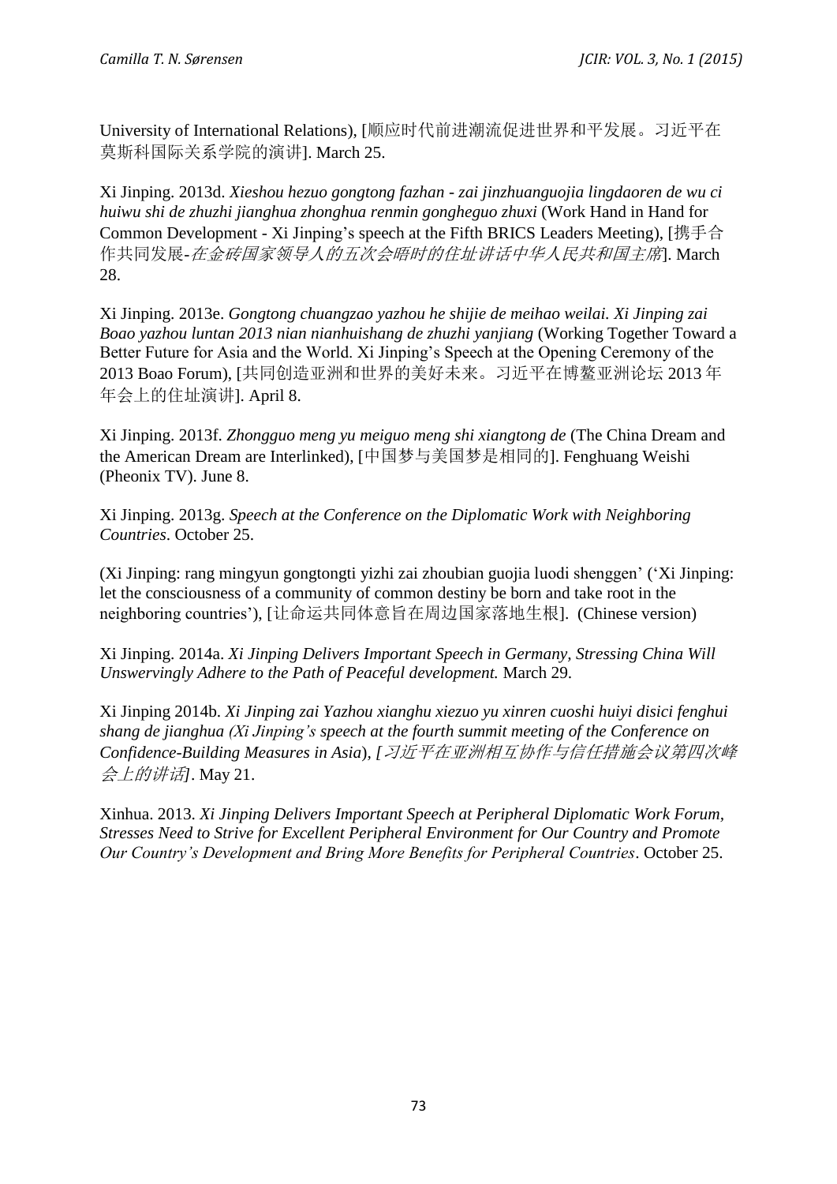University of International Relations), [顺应时代前进潮流促进世界和平发展。习近平在莫斯科国际关系学院的演讲]. March 25.

Xi Jinping. 2013d. *Xieshou hezuo gongtong fazhan - zai jinzhuanguojia lingdaoren de wu ci huiwu shi de zhuzhi jianghua zhonghua renmin gongheguo zhuxi* (Work Hand in Hand for Common Development - Xi Jinping's speech at the Fifth BRICS Leaders Meeting), [携手合作共同发展-*在金砖国家领导人的五次会晤时的住址讲话中华人民共和国主席*]. March 28.

Xi Jinping. 2013e. *Gongtong chuangzao yazhou he shijie de meihao weilai. Xi Jinping zai Boao yazhou luntan 2013 nian nianhuishang de zhuzhi yanjiang* (Working Together Toward a Better Future for Asia and the World. Xi Jinping's Speech at the Opening Ceremony of the 2013 Boao Forum), [共同创造亚洲和世界的美好未来。习近平在博鳌亚洲论坛 2013 年年会上的住址演讲]. April 8.

Xi Jinping. 2013f. *Zhongguo meng yu meiguo meng shi xiangtong de* (The China Dream and the American Dream are Interlinked), [中国梦与美国梦是相同的]. Fenghuang Weishi (Pheonix TV). June 8.

Xi Jinping. 2013g. *Speech at the Conference on the Diplomatic Work with Neighboring Countries*. October 25.

(Xi Jinping: rang mingyun gongtongti yizhi zai zhoubian guojia luodi shenggen' ('Xi Jinping: let the consciousness of a community of common destiny be born and take root in the neighboring countries'), [让命运共同体意旨在周边国家落地生根]. (Chinese version)

Xi Jinping. 2014a. *Xi Jinping Delivers Important Speech in Germany, Stressing China Will Unswervingly Adhere to the Path of Peaceful development.* March 29.

Xi Jinping 2014b. *Xi Jinping zai Yazhou xianghu xiezuo yu xinren cuoshi huiyi disici fenghui shang de jianghua (Xi Jinping's speech at the fourth summit meeting of the Conference on Confidence-Building Measures in Asia*), *[习近平在亚洲相互协作与信任措施会议第四次峰会上的讲话]*. May 21.

Xinhua. 2013. *Xi Jinping Delivers Important Speech at Peripheral Diplomatic Work Forum, Stresses Need to Strive for Excellent Peripheral Environment for Our Country and Promote Our Country's Development and Bring More Benefits for Peripheral Countries*. October 25.